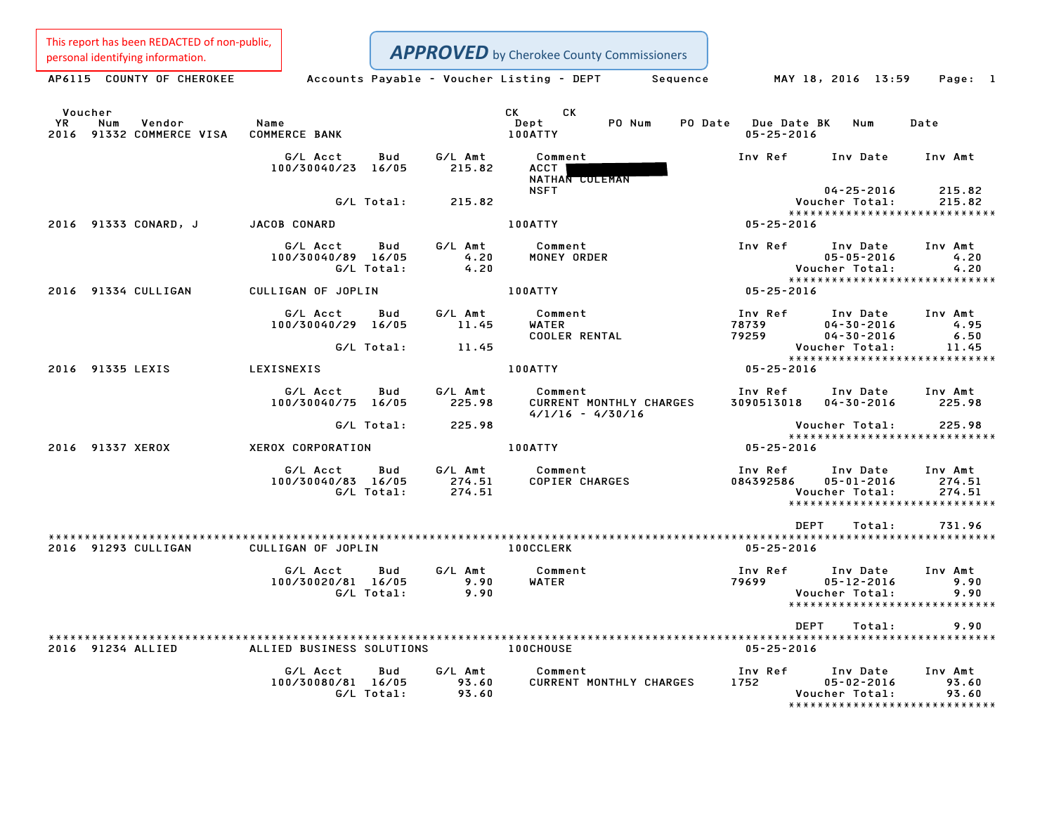This report has been REDACTED of non-public, personal identifying information.

**APPROVED** by Cherokee County Commissioners

AP6115 COUNTY OF CHEROKEE — Accounts Payable - Voucher Listing - DEPT Sequence — MAY 18, 2016 13:59

| Voucher YR | Num | Vendor | Name | CK Dept | PO Num | PO Date | Due Date | CK BK | Num | Date |
|---|---|---|---|---|---|---|---|---|---|---|
| 2016 | 91332 | COMMERCE VISA | COMMERCE BANK | 100ATTY | | | 05-25-2016 | | | |

| G/L Acct | Bud | G/L Amt | Comment | Inv Ref | Inv Date | Inv Amt |
|---|---|---|---|---|---|---|
| 100/30040/23 | 16/05 | 215.82 | ACCT [REDACTED] NATHAN COLEMAN NSFT | | 04-25-2016 | 215.82 |
| G/L Total: | | 215.82 | | | Voucher Total: | 215.82 |

| Voucher YR | Num | Vendor | Name | CK Dept | Due Date |
|---|---|---|---|---|---|
| 2016 | 91333 | CONARD, J | JACOB CONARD | 100ATTY | 05-25-2016 |

| G/L Acct | Bud | G/L Amt | Comment | Inv Ref | Inv Date | Inv Amt |
|---|---|---|---|---|---|---|
| 100/30040/89 | 16/05 | 4.20 | MONEY ORDER | | 05-05-2016 | 4.20 |
| G/L Total: | | 4.20 | | | Voucher Total: | 4.20 |

| Voucher YR | Num | Vendor | Name | CK Dept | Due Date |
|---|---|---|---|---|---|
| 2016 | 91334 | CULLIGAN | CULLIGAN OF JOPLIN | 100ATTY | 05-25-2016 |

| G/L Acct | Bud | G/L Amt | Comment | Inv Ref | Inv Date | Inv Amt |
|---|---|---|---|---|---|---|
| 100/30040/29 | 16/05 | 11.45 | WATER | 78739 | 04-30-2016 | 4.95 |
| | | | COOLER RENTAL | 79259 | 04-30-2016 | 6.50 |
| G/L Total: | | 11.45 | | | Voucher Total: | 11.45 |

| Voucher YR | Num | Vendor | Name | CK Dept | Due Date |
|---|---|---|---|---|---|
| 2016 | 91335 | LEXIS | LEXISNEXIS | 100ATTY | 05-25-2016 |

| G/L Acct | Bud | G/L Amt | Comment | Inv Ref | Inv Date | Inv Amt |
|---|---|---|---|---|---|---|
| 100/30040/75 | 16/05 | 225.98 | CURRENT MONTHLY CHARGES 4/1/16 - 4/30/16 | 3090513018 | 04-30-2016 | 225.98 |
| G/L Total: | | 225.98 | | | Voucher Total: | 225.98 |

| Voucher YR | Num | Vendor | Name | CK Dept | Due Date |
|---|---|---|---|---|---|
| 2016 | 91337 | XEROX | XEROX CORPORATION | 100ATTY | 05-25-2016 |

| G/L Acct | Bud | G/L Amt | Comment | Inv Ref | Inv Date | Inv Amt |
|---|---|---|---|---|---|---|
| 100/30040/83 | 16/05 | 274.51 | COPIER CHARGES | 084392586 | 05-01-2016 | 274.51 |
| G/L Total: | | 274.51 | | | Voucher Total: | 274.51 |

DEPT Total: 731.96

| Voucher YR | Num | Vendor | Name | CK Dept | Due Date |
|---|---|---|---|---|---|
| 2016 | 91293 | CULLIGAN | CULLIGAN OF JOPLIN | 100CCLERK | 05-25-2016 |

| G/L Acct | Bud | G/L Amt | Comment | Inv Ref | Inv Date | Inv Amt |
|---|---|---|---|---|---|---|
| 100/30020/81 | 16/05 | 9.90 | WATER | 79699 | 05-12-2016 | 9.90 |
| G/L Total: | | 9.90 | | | Voucher Total: | 9.90 |

DEPT Total: 9.90

| Voucher YR | Num | Vendor | Name | CK Dept | Due Date |
|---|---|---|---|---|---|
| 2016 | 91234 | ALLIED | ALLIED BUSINESS SOLUTIONS | 100CHOUSE | 05-25-2016 |

| G/L Acct | Bud | G/L Amt | Comment | Inv Ref | Inv Date | Inv Amt |
|---|---|---|---|---|---|---|
| 100/30080/81 | 16/05 | 93.60 | CURRENT MONTHLY CHARGES | 1752 | 05-02-2016 | 93.60 |
| G/L Total: | | 93.60 | | | Voucher Total: | 93.60 |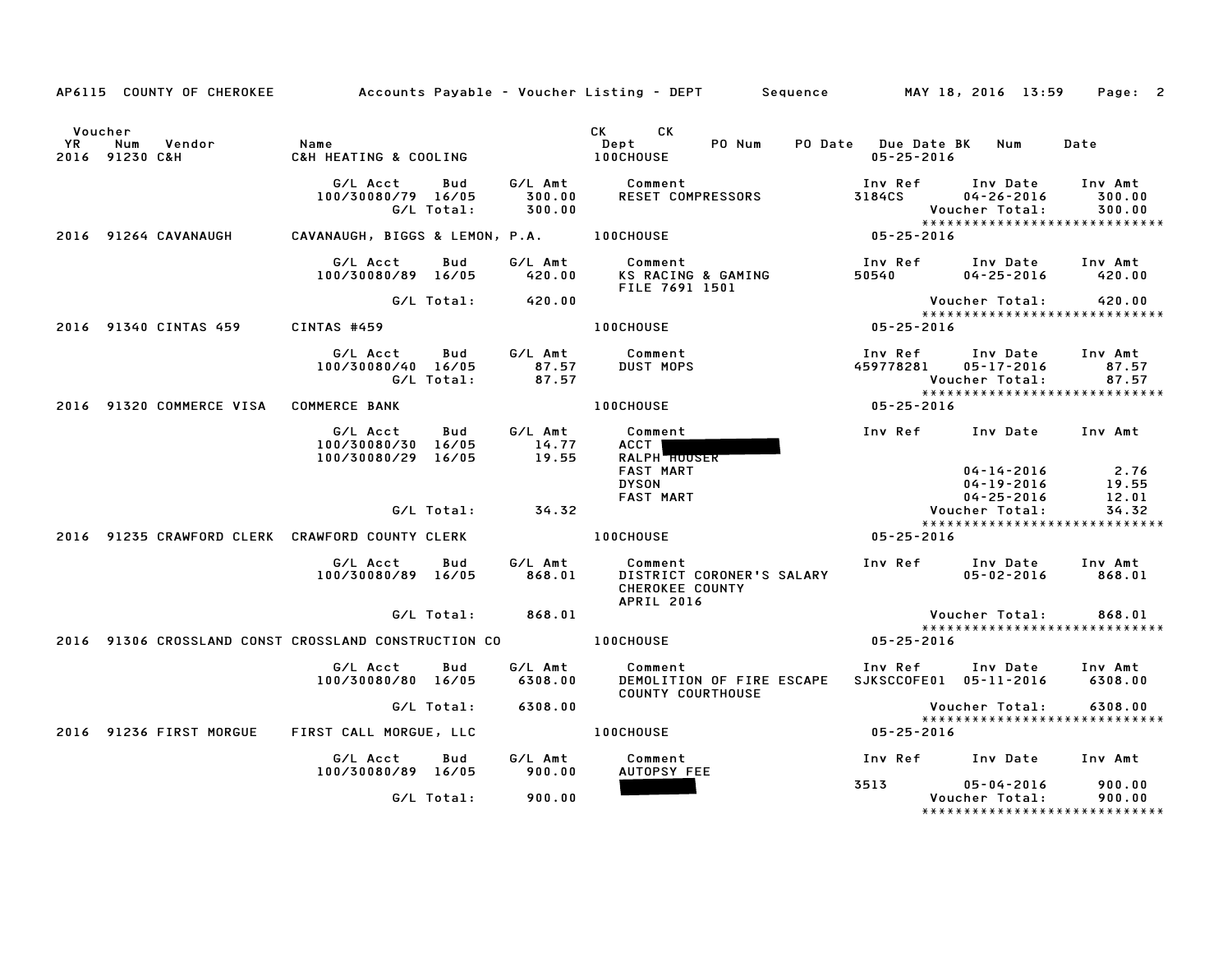AP6115 COUNTY OF CHEROKEE — Accounts Payable - Voucher Listing - DEPT — Sequence — MAY 18, 2016 13:59

| YR | Voucher Num | Vendor | Name | CK Dept | CK | PO Num | PO Date | Due Date | BK | Num | Date |
|---|---|---|---|---|---|---|---|---|---|---|---|
| 2016 | 91230 | C&H | C&H HEATING & COOLING | 100CHOUSE | | | | 05-25-2016 | | | |

| G/L Acct | Bud | G/L Amt | Comment | Inv Ref | Inv Date | Inv Amt |
|---|---|---|---|---|---|---|
| 100/30080/79 | 16/05 | 300.00 | RESET COMPRESSORS | 3184CS | 04-26-2016 | 300.00 |
| | G/L Total: | 300.00 | | | Voucher Total: | 300.00 |

****************************

| YR | Voucher Num | Vendor | Name | CK Dept | Due Date |
|---|---|---|---|---|---|
| 2016 | 91264 | CAVANAUGH | CAVANAUGH, BIGGS & LEMON, P.A. | 100CHOUSE | 05-25-2016 |

| G/L Acct | Bud | G/L Amt | Comment | Inv Ref | Inv Date | Inv Amt |
|---|---|---|---|---|---|---|
| 100/30080/89 | 16/05 | 420.00 | KS RACING & GAMING FILE 7691 1501 | 50540 | 04-25-2016 | 420.00 |
| | G/L Total: | 420.00 | | | Voucher Total: | 420.00 |

****************************

| YR | Voucher Num | Vendor | Name | CK Dept | Due Date |
|---|---|---|---|---|---|
| 2016 | 91340 | CINTAS 459 | CINTAS #459 | 100CHOUSE | 05-25-2016 |

| G/L Acct | Bud | G/L Amt | Comment | Inv Ref | Inv Date | Inv Amt |
|---|---|---|---|---|---|---|
| 100/30080/40 | 16/05 | 87.57 | DUST MOPS | 459778281 | 05-17-2016 | 87.57 |
| | G/L Total: | 87.57 | | | Voucher Total: | 87.57 |

****************************

| YR | Voucher Num | Vendor | Name | CK Dept | Due Date |
|---|---|---|---|---|---|
| 2016 | 91320 | COMMERCE VISA | COMMERCE BANK | 100CHOUSE | 05-25-2016 |

| G/L Acct | Bud | G/L Amt | Comment | Inv Ref | Inv Date | Inv Amt |
|---|---|---|---|---|---|---|
| 100/30080/30 | 16/05 | 14.77 | ACCT [REDACTED] | | | |
| 100/30080/29 | 16/05 | 19.55 | RALPH HOUSER | | | |
| | | | FAST MART | | 04-14-2016 | 2.76 |
| | | | DYSON | | 04-19-2016 | 19.55 |
| | | | FAST MART | | 04-25-2016 | 12.01 |
| | G/L Total: | 34.32 | | | Voucher Total: | 34.32 |

****************************

| YR | Voucher Num | Vendor | Name | CK Dept | Due Date |
|---|---|---|---|---|---|
| 2016 | 91235 | CRAWFORD CLERK | CRAWFORD COUNTY CLERK | 100CHOUSE | 05-25-2016 |

| G/L Acct | Bud | G/L Amt | Comment | Inv Ref | Inv Date | Inv Amt |
|---|---|---|---|---|---|---|
| 100/30080/89 | 16/05 | 868.01 | DISTRICT CORONER'S SALARY CHEROKEE COUNTY APRIL 2016 | | 05-02-2016 | 868.01 |
| | G/L Total: | 868.01 | | | Voucher Total: | 868.01 |

****************************

| YR | Voucher Num | Vendor | Name | CK Dept | Due Date |
|---|---|---|---|---|---|
| 2016 | 91306 | CROSSLAND CONST | CROSSLAND CONSTRUCTION CO | 100CHOUSE | 05-25-2016 |

| G/L Acct | Bud | G/L Amt | Comment | Inv Ref | Inv Date | Inv Amt |
|---|---|---|---|---|---|---|
| 100/30080/80 | 16/05 | 6308.00 | DEMOLITION OF FIRE ESCAPE COUNTY COURTHOUSE | SJKSCCOFE01 | 05-11-2016 | 6308.00 |
| | G/L Total: | 6308.00 | | | Voucher Total: | 6308.00 |

****************************

| YR | Voucher Num | Vendor | Name | CK Dept | Due Date |
|---|---|---|---|---|---|
| 2016 | 91236 | FIRST MORGUE | FIRST CALL MORGUE, LLC | 100CHOUSE | 05-25-2016 |

| G/L Acct | Bud | G/L Amt | Comment | Inv Ref | Inv Date | Inv Amt |
|---|---|---|---|---|---|---|
| 100/30080/89 | 16/05 | 900.00 | AUTOPSY FEE [REDACTED] | 3513 | 05-04-2016 | 900.00 |
| | G/L Total: | 900.00 | | | Voucher Total: | 900.00 |

****************************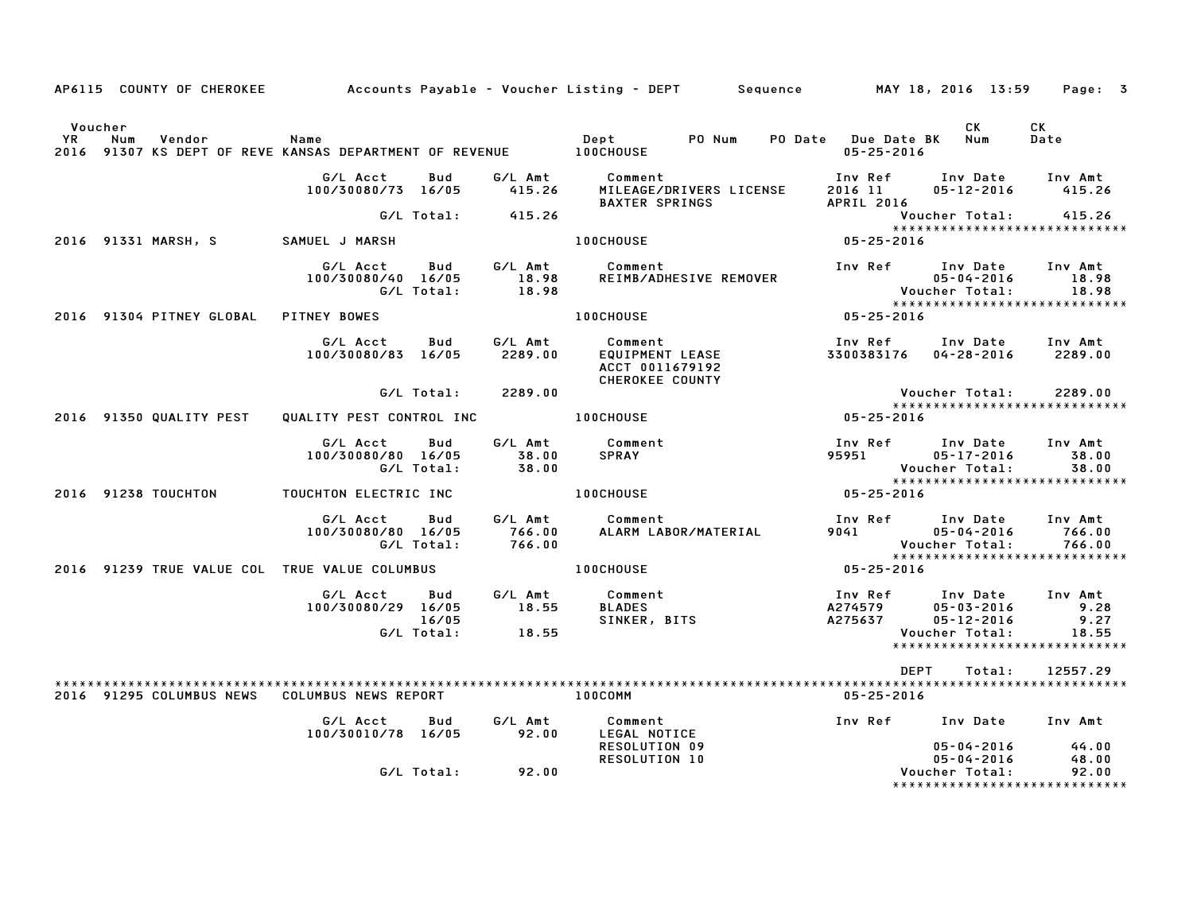AP6115 COUNTY OF CHEROKEE &nbsp;&nbsp; Accounts Payable - Voucher Listing - DEPT &nbsp;&nbsp; Sequence &nbsp;&nbsp; MAY 18, 2016 13:59

| Voucher YR | Num | Vendor | Name | Dept | PO Num | PO Date | Due Date BK | CK Num | CK Date |
|---|---|---|---|---|---|---|---|---|---|
| 2016 | 91307 | KS DEPT OF REVE | KANSAS DEPARTMENT OF REVENUE | 100CHOUSE | | | 05-25-2016 | | |

| G/L Acct | Bud | G/L Amt | Comment | Inv Ref | Inv Date | Inv Amt |
|---|---|---|---|---|---|---|
| 100/30080/73 | 16/05 | 415.26 | MILEAGE/DRIVERS LICENSE | 2016 11 | 05-12-2016 | 415.26 |
| | | | BAXTER SPRINGS | APRIL 2016 | | |
| | G/L Total: | 415.26 | | | Voucher Total: | 415.26 |

| Voucher YR | Num | Vendor | Name | Dept | Due Date |
|---|---|---|---|---|---|
| 2016 | 91331 | MARSH, S | SAMUEL J MARSH | 100CHOUSE | 05-25-2016 |

| G/L Acct | Bud | G/L Amt | Comment | Inv Ref | Inv Date | Inv Amt |
|---|---|---|---|---|---|---|
| 100/30080/40 | 16/05 | 18.98 | REIMB/ADHESIVE REMOVER | | 05-04-2016 | 18.98 |
| | G/L Total: | 18.98 | | | Voucher Total: | 18.98 |

| Voucher YR | Num | Vendor | Name | Dept | Due Date |
|---|---|---|---|---|---|
| 2016 | 91304 | PITNEY GLOBAL | PITNEY BOWES | 100CHOUSE | 05-25-2016 |

| G/L Acct | Bud | G/L Amt | Comment | Inv Ref | Inv Date | Inv Amt |
|---|---|---|---|---|---|---|
| 100/30080/83 | 16/05 | 2289.00 | EQUIPMENT LEASE | 3300383176 | 04-28-2016 | 2289.00 |
| | | | ACCT 0011679192 | | | |
| | | | CHEROKEE COUNTY | | | |
| | G/L Total: | 2289.00 | | | Voucher Total: | 2289.00 |

| Voucher YR | Num | Vendor | Name | Dept | Due Date |
|---|---|---|---|---|---|
| 2016 | 91350 | QUALITY PEST | QUALITY PEST CONTROL INC | 100CHOUSE | 05-25-2016 |

| G/L Acct | Bud | G/L Amt | Comment | Inv Ref | Inv Date | Inv Amt |
|---|---|---|---|---|---|---|
| 100/30080/80 | 16/05 | 38.00 | SPRAY | 95951 | 05-17-2016 | 38.00 |
| | G/L Total: | 38.00 | | | Voucher Total: | 38.00 |

| Voucher YR | Num | Vendor | Name | Dept | Due Date |
|---|---|---|---|---|---|
| 2016 | 91238 | TOUCHTON | TOUCHTON ELECTRIC INC | 100CHOUSE | 05-25-2016 |

| G/L Acct | Bud | G/L Amt | Comment | Inv Ref | Inv Date | Inv Amt |
|---|---|---|---|---|---|---|
| 100/30080/80 | 16/05 | 766.00 | ALARM LABOR/MATERIAL | 9041 | 05-04-2016 | 766.00 |
| | G/L Total: | 766.00 | | | Voucher Total: | 766.00 |

| Voucher YR | Num | Vendor | Name | Dept | Due Date |
|---|---|---|---|---|---|
| 2016 | 91239 | TRUE VALUE COL | TRUE VALUE COLUMBUS | 100CHOUSE | 05-25-2016 |

| G/L Acct | Bud | G/L Amt | Comment | Inv Ref | Inv Date | Inv Amt |
|---|---|---|---|---|---|---|
| 100/30080/29 | 16/05 | 18.55 | BLADES | A274579 | 05-03-2016 | 9.28 |
| | 16/05 | | SINKER, BITS | A275637 | 05-12-2016 | 9.27 |
| | G/L Total: | 18.55 | | | Voucher Total: | 18.55 |

DEPT Total: 12557.29

| Voucher YR | Num | Vendor | Name | Dept | Due Date |
|---|---|---|---|---|---|
| 2016 | 91295 | COLUMBUS NEWS | COLUMBUS NEWS REPORT | 100COMM | 05-25-2016 |

| G/L Acct | Bud | G/L Amt | Comment | Inv Ref | Inv Date | Inv Amt |
|---|---|---|---|---|---|---|
| 100/30010/78 | 16/05 | 92.00 | LEGAL NOTICE | | | |
| | | | RESOLUTION 09 | | 05-04-2016 | 44.00 |
| | | | RESOLUTION 10 | | 05-04-2016 | 48.00 |
| | G/L Total: | 92.00 | | | Voucher Total: | 92.00 |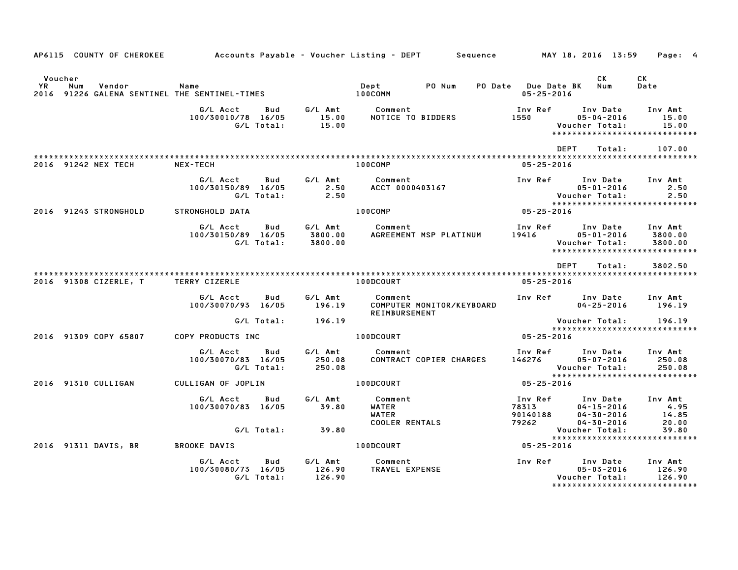AP6115 COUNTY OF CHEROKEE — Accounts Payable - Voucher Listing - DEPT — Sequence — MAY 18, 2016 13:59

| Voucher YR | Num | Vendor | Name | Dept | PO Num | PO Date | Due Date | BK | CK Num | CK Date |
|---|---|---|---|---|---|---|---|---|---|---|
| 2016 | 91226 | GALENA SENTINEL | THE SENTINEL-TIMES | 100COMM | | | 05-25-2016 | | | |

| G/L Acct | Bud | G/L Amt | Comment | Inv Ref | Inv Date | Inv Amt |
|---|---|---|---|---|---|---|
| 100/30010/78 | 16/05 | 15.00 | NOTICE TO BIDDERS | 1550 | 05-04-2016 | 15.00 |
| | G/L Total: | 15.00 | | | Voucher Total: | 15.00 |

DEPT Total: 107.00

| Voucher YR | Num | Vendor | Name | Dept | Due Date |
|---|---|---|---|---|---|
| 2016 | 91242 | NEX TECH | NEX-TECH | 100COMP | 05-25-2016 |

| G/L Acct | Bud | G/L Amt | Comment | Inv Ref | Inv Date | Inv Amt |
|---|---|---|---|---|---|---|
| 100/30150/89 | 16/05 | 2.50 | ACCT 0000403167 | | 05-01-2016 | 2.50 |
| | G/L Total: | 2.50 | | | Voucher Total: | 2.50 |

| Voucher YR | Num | Vendor | Name | Dept | Due Date |
|---|---|---|---|---|---|
| 2016 | 91243 | STRONGHOLD | STRONGHOLD DATA | 100COMP | 05-25-2016 |

| G/L Acct | Bud | G/L Amt | Comment | Inv Ref | Inv Date | Inv Amt |
|---|---|---|---|---|---|---|
| 100/30150/89 | 16/05 | 3800.00 | AGREEMENT MSP PLATINUM | 19416 | 05-01-2016 | 3800.00 |
| | G/L Total: | 3800.00 | | | Voucher Total: | 3800.00 |

DEPT Total: 3802.50

| Voucher YR | Num | Vendor | Name | Dept | Due Date |
|---|---|---|---|---|---|
| 2016 | 91308 | CIZERLE, T | TERRY CIZERLE | 100DCOURT | 05-25-2016 |

| G/L Acct | Bud | G/L Amt | Comment | Inv Ref | Inv Date | Inv Amt |
|---|---|---|---|---|---|---|
| 100/30070/93 | 16/05 | 196.19 | COMPUTER MONITOR/KEYBOARD REIMBURSEMENT | | 04-25-2016 | 196.19 |
| | G/L Total: | 196.19 | | | Voucher Total: | 196.19 |

| Voucher YR | Num | Vendor | Name | Dept | Due Date |
|---|---|---|---|---|---|
| 2016 | 91309 | COPY 65807 | COPY PRODUCTS INC | 100DCOURT | 05-25-2016 |

| G/L Acct | Bud | G/L Amt | Comment | Inv Ref | Inv Date | Inv Amt |
|---|---|---|---|---|---|---|
| 100/30070/83 | 16/05 | 250.08 | CONTRACT COPIER CHARGES | 146276 | 05-07-2016 | 250.08 |
| | G/L Total: | 250.08 | | | Voucher Total: | 250.08 |

| Voucher YR | Num | Vendor | Name | Dept | Due Date |
|---|---|---|---|---|---|
| 2016 | 91310 | CULLIGAN | CULLIGAN OF JOPLIN | 100DCOURT | 05-25-2016 |

| G/L Acct | Bud | G/L Amt | Comment | Inv Ref | Inv Date | Inv Amt |
|---|---|---|---|---|---|---|
| 100/30070/83 | 16/05 | 39.80 | WATER | 78313 | 04-15-2016 | 4.95 |
| | | | WATER | 90140188 | 04-30-2016 | 14.85 |
| | | | COOLER RENTALS | 79262 | 04-30-2016 | 20.00 |
| | G/L Total: | 39.80 | | | Voucher Total: | 39.80 |

| Voucher YR | Num | Vendor | Name | Dept | Due Date |
|---|---|---|---|---|---|
| 2016 | 91311 | DAVIS, BR | BROOKE DAVIS | 100DCOURT | 05-25-2016 |

| G/L Acct | Bud | G/L Amt | Comment | Inv Ref | Inv Date | Inv Amt |
|---|---|---|---|---|---|---|
| 100/30080/73 | 16/05 | 126.90 | TRAVEL EXPENSE | | 05-03-2016 | 126.90 |
| | G/L Total: | 126.90 | | | Voucher Total: | 126.90 |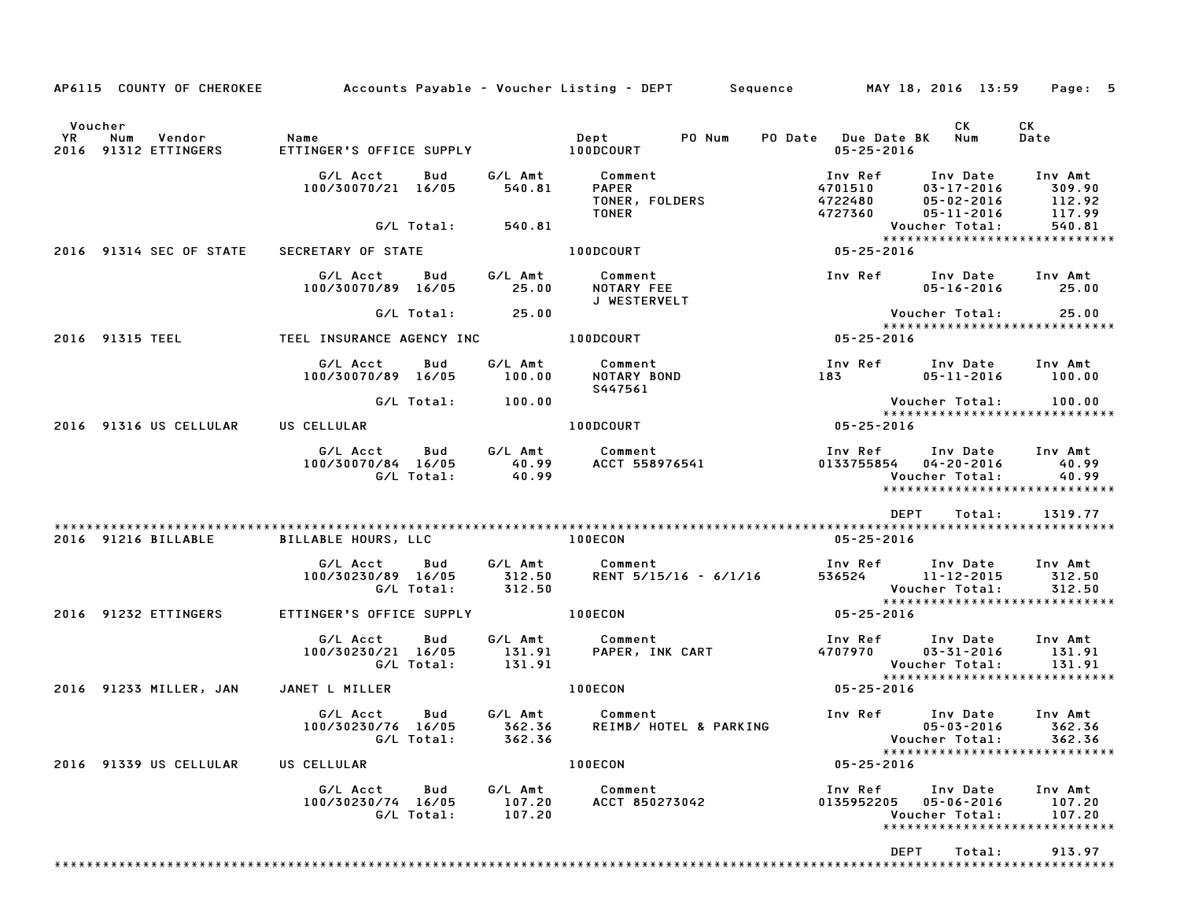AP6115 COUNTY OF CHEROKEE — Accounts Payable - Voucher Listing - DEPT — Sequence — MAY 18, 2016 13:59

| Voucher YR | Num | Vendor | Name | Dept | PO Num | PO Date | Due Date BK | CK Num | CK Date |
|---|---|---|---|---|---|---|---|---|---|
| 2016 | 91312 | ETTINGERS | ETTINGER'S OFFICE SUPPLY | 100DCOURT | | | 05-25-2016 | | |

| G/L Acct | Bud | G/L Amt | Comment | Inv Ref | Inv Date | Inv Amt |
|---|---|---|---|---|---|---|
| 100/30070/21 | 16/05 | 540.81 | PAPER | 4701510 | 03-17-2016 | 309.90 |
| | | | TONER, FOLDERS | 4722480 | 05-02-2016 | 112.92 |
| | | | TONER | 4727360 | 05-11-2016 | 117.99 |
| | G/L Total: | 540.81 | | | Voucher Total: | 540.81 |

| Voucher YR | Num | Vendor | Name | Dept | Due Date |
|---|---|---|---|---|---|
| 2016 | 91314 | SEC OF STATE | SECRETARY OF STATE | 100DCOURT | 05-25-2016 |

| G/L Acct | Bud | G/L Amt | Comment | Inv Ref | Inv Date | Inv Amt |
|---|---|---|---|---|---|---|
| 100/30070/89 | 16/05 | 25.00 | NOTARY FEE | | 05-16-2016 | 25.00 |
| | | | J WESTERVELT | | | |
| | G/L Total: | 25.00 | | | Voucher Total: | 25.00 |

| Voucher YR | Num | Vendor | Name | Dept | Due Date |
|---|---|---|---|---|---|
| 2016 | 91315 | TEEL | TEEL INSURANCE AGENCY INC | 100DCOURT | 05-25-2016 |

| G/L Acct | Bud | G/L Amt | Comment | Inv Ref | Inv Date | Inv Amt |
|---|---|---|---|---|---|---|
| 100/30070/89 | 16/05 | 100.00 | NOTARY BOND | 183 | 05-11-2016 | 100.00 |
| | | | S447561 | | | |
| | G/L Total: | 100.00 | | | Voucher Total: | 100.00 |

| Voucher YR | Num | Vendor | Name | Dept | Due Date |
|---|---|---|---|---|---|
| 2016 | 91316 | US CELLULAR | US CELLULAR | 100DCOURT | 05-25-2016 |

| G/L Acct | Bud | G/L Amt | Comment | Inv Ref | Inv Date | Inv Amt |
|---|---|---|---|---|---|---|
| 100/30070/84 | 16/05 | 40.99 | ACCT 558976541 | 0133755854 | 04-20-2016 | 40.99 |
| | G/L Total: | 40.99 | | | Voucher Total: | 40.99 |

DEPT Total: 1319.77

| Voucher YR | Num | Vendor | Name | Dept | Due Date |
|---|---|---|---|---|---|
| 2016 | 91216 | BILLABLE | BILLABLE HOURS, LLC | 100ECON | 05-25-2016 |

| G/L Acct | Bud | G/L Amt | Comment | Inv Ref | Inv Date | Inv Amt |
|---|---|---|---|---|---|---|
| 100/30230/89 | 16/05 | 312.50 | RENT 5/15/16 - 6/1/16 | 536524 | 11-12-2015 | 312.50 |
| | G/L Total: | 312.50 | | | Voucher Total: | 312.50 |

| Voucher YR | Num | Vendor | Name | Dept | Due Date |
|---|---|---|---|---|---|
| 2016 | 91232 | ETTINGERS | ETTINGER'S OFFICE SUPPLY | 100ECON | 05-25-2016 |

| G/L Acct | Bud | G/L Amt | Comment | Inv Ref | Inv Date | Inv Amt |
|---|---|---|---|---|---|---|
| 100/30230/21 | 16/05 | 131.91 | PAPER, INK CART | 4707970 | 03-31-2016 | 131.91 |
| | G/L Total: | 131.91 | | | Voucher Total: | 131.91 |

| Voucher YR | Num | Vendor | Name | Dept | Due Date |
|---|---|---|---|---|---|
| 2016 | 91233 | MILLER, JAN | JANET L MILLER | 100ECON | 05-25-2016 |

| G/L Acct | Bud | G/L Amt | Comment | Inv Ref | Inv Date | Inv Amt |
|---|---|---|---|---|---|---|
| 100/30230/76 | 16/05 | 362.36 | REIMB/ HOTEL & PARKING | | 05-03-2016 | 362.36 |
| | G/L Total: | 362.36 | | | Voucher Total: | 362.36 |

| Voucher YR | Num | Vendor | Name | Dept | Due Date |
|---|---|---|---|---|---|
| 2016 | 91339 | US CELLULAR | US CELLULAR | 100ECON | 05-25-2016 |

| G/L Acct | Bud | G/L Amt | Comment | Inv Ref | Inv Date | Inv Amt |
|---|---|---|---|---|---|---|
| 100/30230/74 | 16/05 | 107.20 | ACCT 850273042 | 0135952205 | 05-06-2016 | 107.20 |
| | G/L Total: | 107.20 | | | Voucher Total: | 107.20 |

DEPT Total: 913.97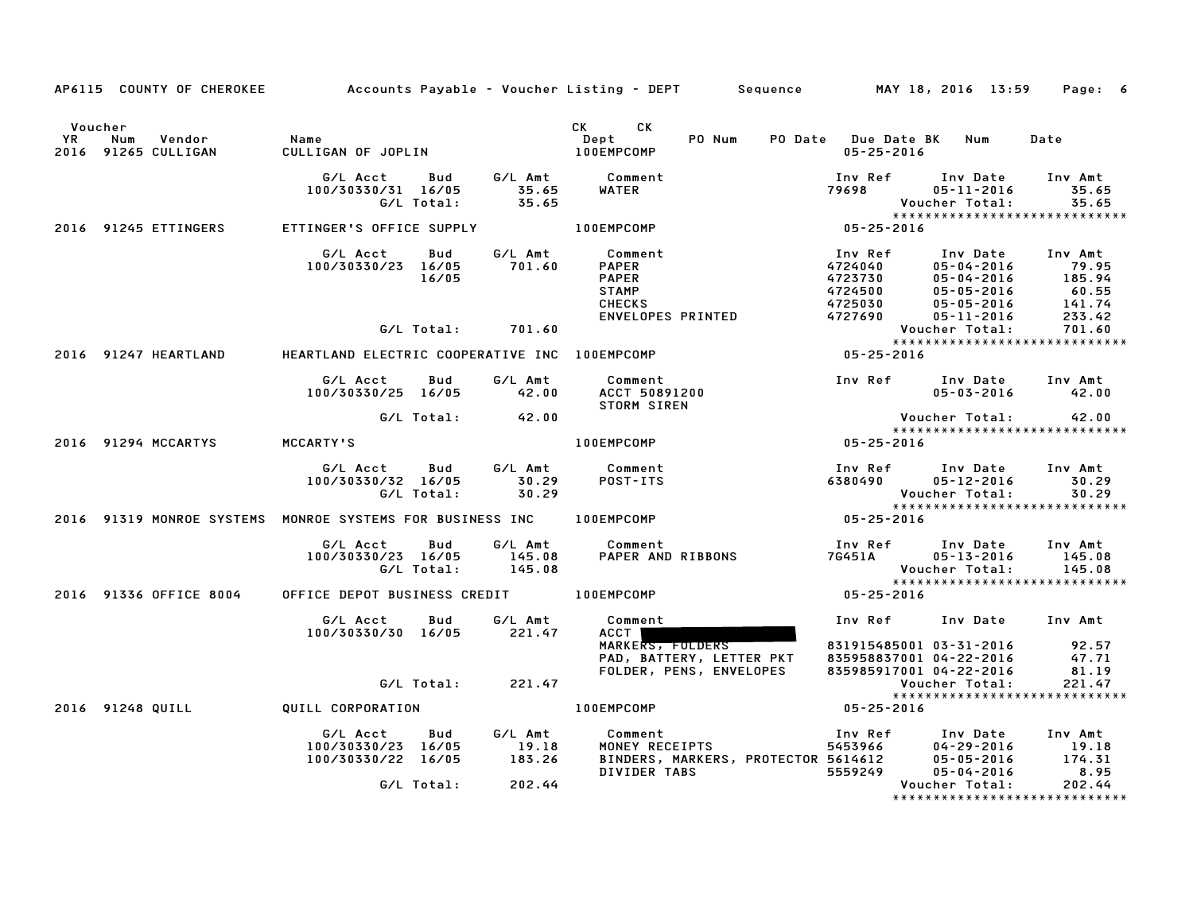AP6115 COUNTY OF CHEROKEE — Accounts Payable - Voucher Listing - DEPT — Sequence — MAY 18, 2016 13:59

| Voucher YR | Num | Vendor | Name | CK Dept | CK | PO Num | PO Date | Due Date | BK | Num | Date |
|---|---|---|---|---|---|---|---|---|---|---|---|
| 2016 | 91265 | CULLIGAN | CULLIGAN OF JOPLIN | 100EMPCOMP | | | | 05-25-2016 | | | |

| G/L Acct | Bud | G/L Amt | Comment | Inv Ref | Inv Date | Inv Amt |
|---|---|---|---|---|---|---|
| 100/30330/31 | 16/05 | 35.65 | WATER | 79698 | 05-11-2016 | 35.65 |
| | G/L Total: | 35.65 | | | Voucher Total: | 35.65 |

******************************

**2016 91245 ETTINGERS — ETTINGER'S OFFICE SUPPLY — 100EMPCOMP — 05-25-2016**

| G/L Acct | Bud | G/L Amt | Comment | Inv Ref | Inv Date | Inv Amt |
|---|---|---|---|---|---|---|
| 100/30330/23 | 16/05 | 701.60 | PAPER | 4724040 | 05-04-2016 | 79.95 |
| | 16/05 | | PAPER | 4723730 | 05-04-2016 | 185.94 |
| | | | STAMP | 4724500 | 05-05-2016 | 60.55 |
| | | | CHECKS | 4725030 | 05-05-2016 | 141.74 |
| | | | ENVELOPES PRINTED | 4727690 | 05-11-2016 | 233.42 |
| | G/L Total: | 701.60 | | | Voucher Total: | 701.60 |

******************************

**2016 91247 HEARTLAND — HEARTLAND ELECTRIC COOPERATIVE INC — 100EMPCOMP — 05-25-2016**

| G/L Acct | Bud | G/L Amt | Comment | Inv Ref | Inv Date | Inv Amt |
|---|---|---|---|---|---|---|
| 100/30330/25 | 16/05 | 42.00 | ACCT 50891200 STORM SIREN | | 05-03-2016 | 42.00 |
| | G/L Total: | 42.00 | | | Voucher Total: | 42.00 |

******************************

**2016 91294 MCCARTYS — MCCARTY'S — 100EMPCOMP — 05-25-2016**

| G/L Acct | Bud | G/L Amt | Comment | Inv Ref | Inv Date | Inv Amt |
|---|---|---|---|---|---|---|
| 100/30330/32 | 16/05 | 30.29 | POST-ITS | 6380490 | 05-12-2016 | 30.29 |
| | G/L Total: | 30.29 | | | Voucher Total: | 30.29 |

******************************

**2016 91319 MONROE SYSTEMS — MONROE SYSTEMS FOR BUSINESS INC — 100EMPCOMP — 05-25-2016**

| G/L Acct | Bud | G/L Amt | Comment | Inv Ref | Inv Date | Inv Amt |
|---|---|---|---|---|---|---|
| 100/30330/23 | 16/05 | 145.08 | PAPER AND RIBBONS | 7G451A | 05-13-2016 | 145.08 |
| | G/L Total: | 145.08 | | | Voucher Total: | 145.08 |

******************************

**2016 91336 OFFICE 8004 — OFFICE DEPOT BUSINESS CREDIT — 100EMPCOMP — 05-25-2016**

| G/L Acct | Bud | G/L Amt | Comment | Inv Ref | Inv Date | Inv Amt |
|---|---|---|---|---|---|---|
| 100/30330/30 | 16/05 | 221.47 | ACCT | | | |
| | | | MARKERS, FOLDERS | 831915485001 | 03-31-2016 | 92.57 |
| | | | PAD, BATTERY, LETTER PKT | 835958837001 | 04-22-2016 | 47.71 |
| | | | FOLDER, PENS, ENVELOPES | 835985917001 | 04-22-2016 | 81.19 |
| | G/L Total: | 221.47 | | | Voucher Total: | 221.47 |

******************************

**2016 91248 QUILL — QUILL CORPORATION — 100EMPCOMP — 05-25-2016**

| G/L Acct | Bud | G/L Amt | Comment | Inv Ref | Inv Date | Inv Amt |
|---|---|---|---|---|---|---|
| 100/30330/23 | 16/05 | 19.18 | MONEY RECEIPTS | 5453966 | 04-29-2016 | 19.18 |
| 100/30330/22 | 16/05 | 183.26 | BINDERS, MARKERS, PROTECTOR | 5614612 | 05-05-2016 | 174.31 |
| | | | DIVIDER TABS | 5559249 | 05-04-2016 | 8.95 |
| | G/L Total: | 202.44 | | | Voucher Total: | 202.44 |

******************************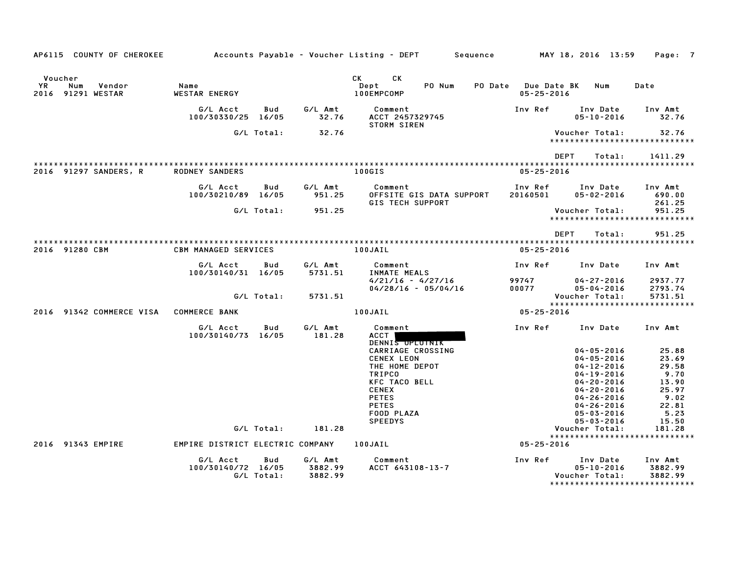AP6115 COUNTY OF CHEROKEE — Accounts Payable - Voucher Listing - DEPT — Sequence — MAY 18, 2016 13:59

| Voucher YR | Num | Vendor | Name | CK Dept | CK PO Num | PO Date | Due Date | BK | Num | Date |
|---|---|---|---|---|---|---|---|---|---|---|
| 2016 | 91291 | WESTAR | WESTAR ENERGY | 100EMPCOMP | | | 05-25-2016 | | | |

| G/L Acct | Bud | G/L Amt | Comment | Inv Ref | Inv Date | Inv Amt |
|---|---|---|---|---|---|---|
| 100/30330/25 | 16/05 | 32.76 | ACCT 2457329745 | | 05-10-2016 | 32.76 |
| | | | STORM SIREN | | | |
| | G/L Total: | 32.76 | | | Voucher Total: | 32.76 |

DEPT Total: 1411.29

| Voucher YR | Num | Vendor | Name | CK Dept | Due Date |
|---|---|---|---|---|---|
| 2016 | 91297 | SANDERS, R | RODNEY SANDERS | 100GIS | 05-25-2016 |

| G/L Acct | Bud | G/L Amt | Comment | Inv Ref | Inv Date | Inv Amt |
|---|---|---|---|---|---|---|
| 100/30210/89 | 16/05 | 951.25 | OFFSITE GIS DATA SUPPORT | 20160501 | 05-02-2016 | 690.00 |
| | | | GIS TECH SUPPORT | | | 261.25 |
| | G/L Total: | 951.25 | | | Voucher Total: | 951.25 |

DEPT Total: 951.25

| Voucher YR | Num | Vendor | Name | CK Dept | Due Date |
|---|---|---|---|---|---|
| 2016 | 91280 | CBM | CBM MANAGED SERVICES | 100JAIL | 05-25-2016 |

| G/L Acct | Bud | G/L Amt | Comment | Inv Ref | Inv Date | Inv Amt |
|---|---|---|---|---|---|---|
| 100/30140/31 | 16/05 | 5731.51 | INMATE MEALS | | | |
| | | | 4/21/16 - 4/27/16 | 99747 | 04-27-2016 | 2937.77 |
| | | | 04/28/16 - 05/04/16 | 00077 | 05-04-2016 | 2793.74 |
| | G/L Total: | 5731.51 | | | Voucher Total: | 5731.51 |

| Voucher YR | Num | Vendor | Name | CK Dept | Due Date |
|---|---|---|---|---|---|
| 2016 | 91342 | COMMERCE VISA | COMMERCE BANK | 100JAIL | 05-25-2016 |

| G/L Acct | Bud | G/L Amt | Comment | Inv Ref | Inv Date | Inv Amt |
|---|---|---|---|---|---|---|
| 100/30140/73 | 16/05 | 181.28 | ACCT [REDACTED] | | | |
| | | | DENNIS OPLOTNIK | | | |
| | | | CARRIAGE CROSSING | | 04-05-2016 | 25.88 |
| | | | CENEX LEON | | 04-05-2016 | 23.69 |
| | | | THE HOME DEPOT | | 04-12-2016 | 29.58 |
| | | | TRIPCO | | 04-19-2016 | 9.70 |
| | | | KFC TACO BELL | | 04-20-2016 | 13.90 |
| | | | CENEX | | 04-20-2016 | 25.97 |
| | | | PETES | | 04-26-2016 | 9.02 |
| | | | PETES | | 04-26-2016 | 22.81 |
| | | | FOOD PLAZA | | 05-03-2016 | 5.23 |
| | | | SPEEDYS | | 05-03-2016 | 15.50 |
| | G/L Total: | 181.28 | | | Voucher Total: | 181.28 |

| Voucher YR | Num | Vendor | Name | CK Dept | Due Date |
|---|---|---|---|---|---|
| 2016 | 91343 | EMPIRE | EMPIRE DISTRICT ELECTRIC COMPANY | 100JAIL | 05-25-2016 |

| G/L Acct | Bud | G/L Amt | Comment | Inv Ref | Inv Date | Inv Amt |
|---|---|---|---|---|---|---|
| 100/30140/72 | 16/05 | 3882.99 | ACCT 643108-13-7 | | 05-10-2016 | 3882.99 |
| | G/L Total: | 3882.99 | | | Voucher Total: | 3882.99 |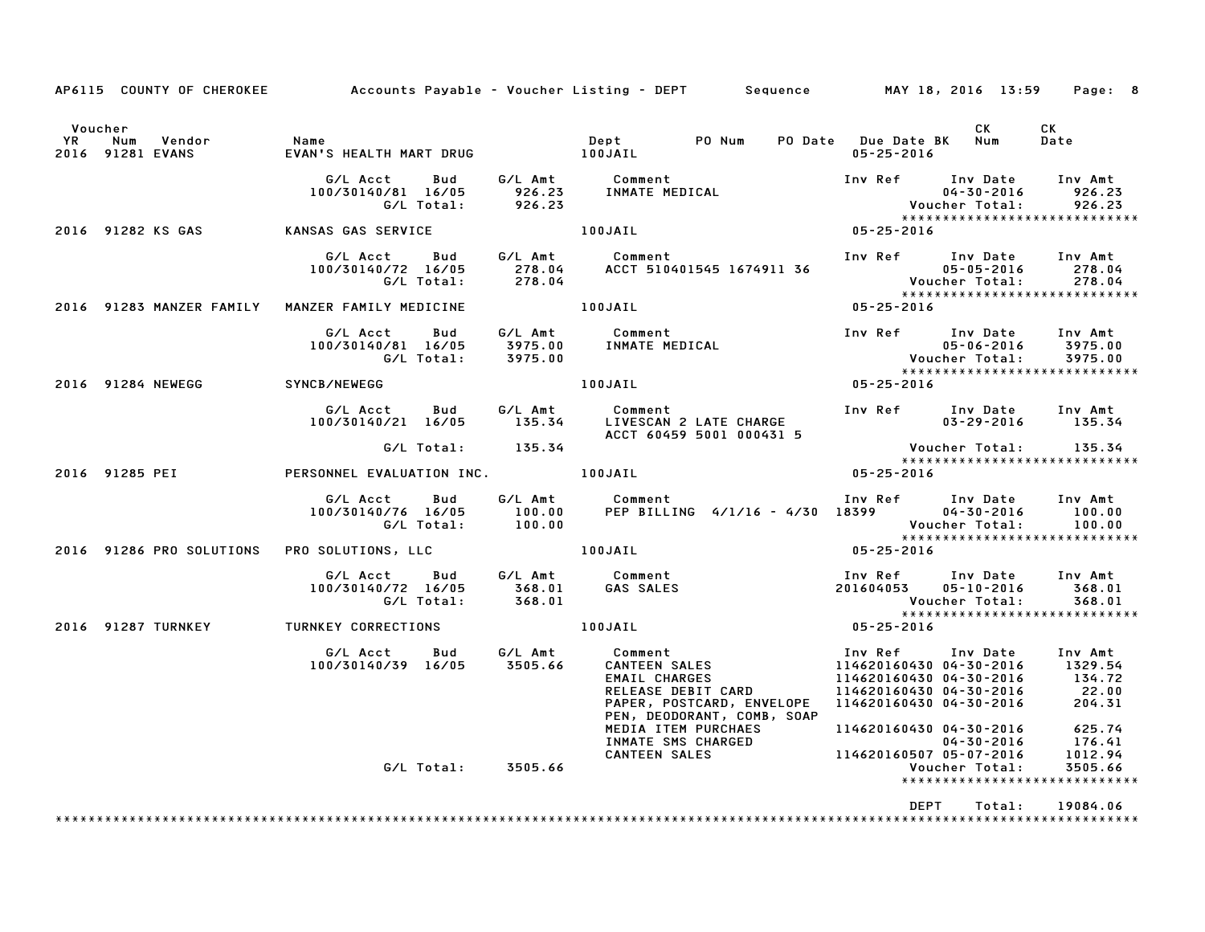AP6115 COUNTY OF CHEROKEE — Accounts Payable - Voucher Listing - DEPT — Sequence — MAY 18, 2016 13:59

| Voucher YR | Num | Vendor | Name | Dept | PO Num | PO Date | Due Date | BK | CK Num | CK Date |
|---|---|---|---|---|---|---|---|---|---|---|
| 2016 | 91281 | EVANS | EVAN'S HEALTH MART DRUG | 100JAIL | | | 05-25-2016 | | | |

| G/L Acct | Bud | G/L Amt | Comment | Inv Ref | Inv Date | Inv Amt |
|---|---|---|---|---|---|---|
| 100/30140/81 | 16/05 | 926.23 | INMATE MEDICAL | | 04-30-2016 | 926.23 |
| | G/L Total: | 926.23 | | | Voucher Total: | 926.23 |

| Voucher YR | Num | Vendor | Name | Dept | Due Date |
|---|---|---|---|---|---|
| 2016 | 91282 | KS GAS | KANSAS GAS SERVICE | 100JAIL | 05-25-2016 |

| G/L Acct | Bud | G/L Amt | Comment | Inv Ref | Inv Date | Inv Amt |
|---|---|---|---|---|---|---|
| 100/30140/72 | 16/05 | 278.04 | ACCT 510401545 1674911 36 | | 05-05-2016 | 278.04 |
| | G/L Total: | 278.04 | | | Voucher Total: | 278.04 |

| Voucher YR | Num | Vendor | Name | Dept | Due Date |
|---|---|---|---|---|---|
| 2016 | 91283 | MANZER FAMILY | MANZER FAMILY MEDICINE | 100JAIL | 05-25-2016 |

| G/L Acct | Bud | G/L Amt | Comment | Inv Ref | Inv Date | Inv Amt |
|---|---|---|---|---|---|---|
| 100/30140/81 | 16/05 | 3975.00 | INMATE MEDICAL | | 05-06-2016 | 3975.00 |
| | G/L Total: | 3975.00 | | | Voucher Total: | 3975.00 |

| Voucher YR | Num | Vendor | Name | Dept | Due Date |
|---|---|---|---|---|---|
| 2016 | 91284 | NEWEGG | SYNCB/NEWEGG | 100JAIL | 05-25-2016 |

| G/L Acct | Bud | G/L Amt | Comment | Inv Ref | Inv Date | Inv Amt |
|---|---|---|---|---|---|---|
| 100/30140/21 | 16/05 | 135.34 | LIVESCAN 2 LATE CHARGE ACCT 60459 5001 000431 5 | | 03-29-2016 | 135.34 |
| | G/L Total: | 135.34 | | | Voucher Total: | 135.34 |

| Voucher YR | Num | Vendor | Name | Dept | Due Date |
|---|---|---|---|---|---|
| 2016 | 91285 | PEI | PERSONNEL EVALUATION INC. | 100JAIL | 05-25-2016 |

| G/L Acct | Bud | G/L Amt | Comment | Inv Ref | Inv Date | Inv Amt |
|---|---|---|---|---|---|---|
| 100/30140/76 | 16/05 | 100.00 | PEP BILLING 4/1/16 - 4/30 | 18399 | 04-30-2016 | 100.00 |
| | G/L Total: | 100.00 | | | Voucher Total: | 100.00 |

| Voucher YR | Num | Vendor | Name | Dept | Due Date |
|---|---|---|---|---|---|
| 2016 | 91286 | PRO SOLUTIONS | PRO SOLUTIONS, LLC | 100JAIL | 05-25-2016 |

| G/L Acct | Bud | G/L Amt | Comment | Inv Ref | Inv Date | Inv Amt |
|---|---|---|---|---|---|---|
| 100/30140/72 | 16/05 | 368.01 | GAS SALES | 201604053 | 05-10-2016 | 368.01 |
| | G/L Total: | 368.01 | | | Voucher Total: | 368.01 |

| Voucher YR | Num | Vendor | Name | Dept | Due Date |
|---|---|---|---|---|---|
| 2016 | 91287 | TURNKEY | TURNKEY CORRECTIONS | 100JAIL | 05-25-2016 |

| G/L Acct | Bud | G/L Amt | Comment | Inv Ref | Inv Date | Inv Amt |
|---|---|---|---|---|---|---|
| 100/30140/39 | 16/05 | 3505.66 | CANTEEN SALES | 114620160430 | 04-30-2016 | 1329.54 |
| | | | EMAIL CHARGES | 114620160430 | 04-30-2016 | 134.72 |
| | | | RELEASE DEBIT CARD | 114620160430 | 04-30-2016 | 22.00 |
| | | | PAPER, POSTCARD, ENVELOPE PEN, DEODORANT, COMB, SOAP | 114620160430 | 04-30-2016 | 204.31 |
| | | | MEDIA ITEM PURCHAES | 114620160430 | 04-30-2016 | 625.74 |
| | | | INMATE SMS CHARGED | | 04-30-2016 | 176.41 |
| | | | CANTEEN SALES | 114620160507 | 05-07-2016 | 1012.94 |
| | G/L Total: | 3505.66 | | | Voucher Total: | 3505.66 |

DEPT Total: 19084.06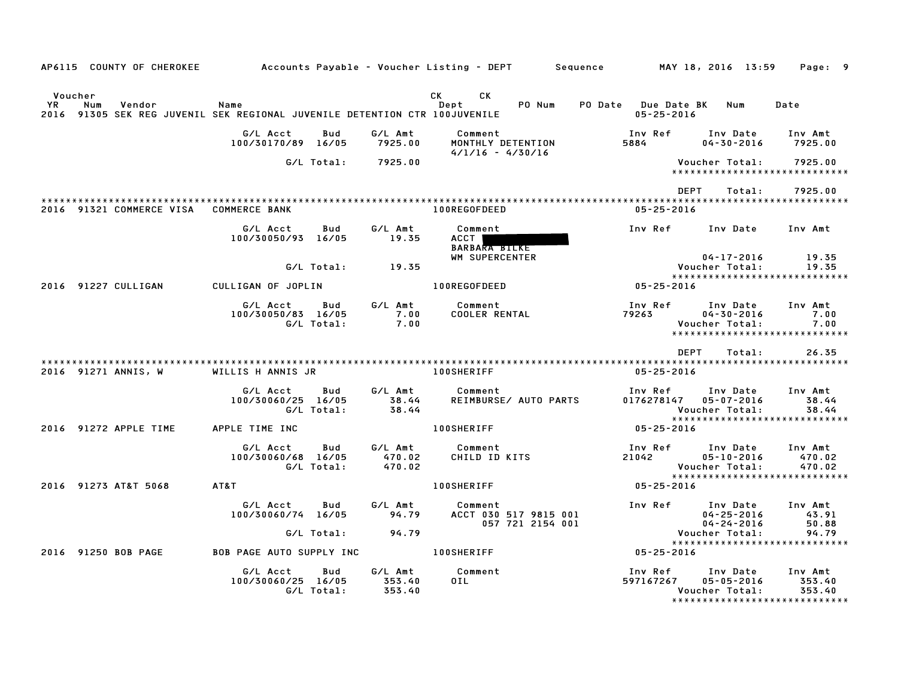AP6115 COUNTY OF CHEROKEE Accounts Payable - Voucher Listing - DEPT Sequence MAY 18, 2016 13:59 Page: 9

| Voucher YR | Num | Vendor | Name | CK Dept | CK | PO Num | PO Date | Due Date BK | Num | Date |
|---|---|---|---|---|---|---|---|---|---|---|
| 2016 | 91305 | SEK REG JUVENIL | SEK REGIONAL JUVENILE DETENTION CTR | 100JUVENILE | | | | 05-25-2016 | | |

| G/L Acct | Bud | G/L Amt | Comment | Inv Ref | Inv Date | Inv Amt |
|---|---|---|---|---|---|---|
| 100/30170/89 | 16/05 | 7925.00 | MONTHLY DETENTION 4/1/16 - 4/30/16 | 5884 | 04-30-2016 | 7925.00 |
| | G/L Total: | 7925.00 | | | Voucher Total: | 7925.00 |

DEPT Total: 7925.00

| Voucher YR | Num | Vendor | Name | Dept | Due Date |
|---|---|---|---|---|---|
| 2016 | 91321 | COMMERCE VISA | COMMERCE BANK | 100REGOFDEED | 05-25-2016 |

| G/L Acct | Bud | G/L Amt | Comment | Inv Ref | Inv Date | Inv Amt |
|---|---|---|---|---|---|---|
| 100/30050/93 | 16/05 | 19.35 | ACCT [REDACTED] BARBARA BILKE WM SUPERCENTER | | 04-17-2016 | 19.35 |
| | G/L Total: | 19.35 | | | Voucher Total: | 19.35 |

| Voucher YR | Num | Vendor | Name | Dept | Due Date |
|---|---|---|---|---|---|
| 2016 | 91227 | CULLIGAN | CULLIGAN OF JOPLIN | 100REGOFDEED | 05-25-2016 |

| G/L Acct | Bud | G/L Amt | Comment | Inv Ref | Inv Date | Inv Amt |
|---|---|---|---|---|---|---|
| 100/30050/83 | 16/05 | 7.00 | COOLER RENTAL | 79263 | 04-30-2016 | 7.00 |
| | G/L Total: | 7.00 | | | Voucher Total: | 7.00 |

DEPT Total: 26.35

| Voucher YR | Num | Vendor | Name | Dept | Due Date |
|---|---|---|---|---|---|
| 2016 | 91271 | ANNIS, W | WILLIS H ANNIS JR | 100SHERIFF | 05-25-2016 |

| G/L Acct | Bud | G/L Amt | Comment | Inv Ref | Inv Date | Inv Amt |
|---|---|---|---|---|---|---|
| 100/30060/25 | 16/05 | 38.44 | REIMBURSE/ AUTO PARTS | 0176278147 | 05-07-2016 | 38.44 |
| | G/L Total: | 38.44 | | | Voucher Total: | 38.44 |

| Voucher YR | Num | Vendor | Name | Dept | Due Date |
|---|---|---|---|---|---|
| 2016 | 91272 | APPLE TIME | APPLE TIME INC | 100SHERIFF | 05-25-2016 |

| G/L Acct | Bud | G/L Amt | Comment | Inv Ref | Inv Date | Inv Amt |
|---|---|---|---|---|---|---|
| 100/30060/68 | 16/05 | 470.02 | CHILD ID KITS | 21042 | 05-10-2016 | 470.02 |
| | G/L Total: | 470.02 | | | Voucher Total: | 470.02 |

| Voucher YR | Num | Vendor | Name | Dept | Due Date |
|---|---|---|---|---|---|
| 2016 | 91273 | AT&T 5068 | AT&T | 100SHERIFF | 05-25-2016 |

| G/L Acct | Bud | G/L Amt | Comment | Inv Ref | Inv Date | Inv Amt |
|---|---|---|---|---|---|---|
| 100/30060/74 | 16/05 | 94.79 | ACCT 030 517 9815 001 | | 04-25-2016 | 43.91 |
| | | | 057 721 2154 001 | | 04-24-2016 | 50.88 |
| | G/L Total: | 94.79 | | | Voucher Total: | 94.79 |

| Voucher YR | Num | Vendor | Name | Dept | Due Date |
|---|---|---|---|---|---|
| 2016 | 91250 | BOB PAGE | BOB PAGE AUTO SUPPLY INC | 100SHERIFF | 05-25-2016 |

| G/L Acct | Bud | G/L Amt | Comment | Inv Ref | Inv Date | Inv Amt |
|---|---|---|---|---|---|---|
| 100/30060/25 | 16/05 | 353.40 | OIL | 597167267 | 05-05-2016 | 353.40 |
| | G/L Total: | 353.40 | | | Voucher Total: | 353.40 |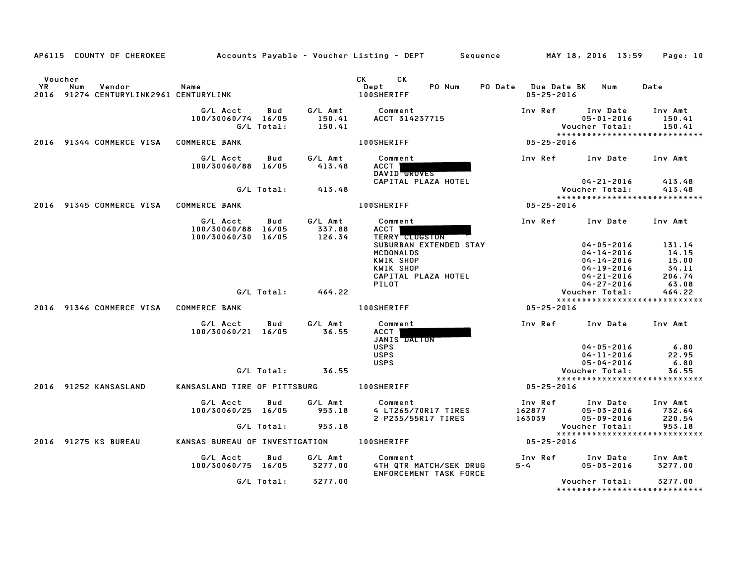AP6115 COUNTY OF CHEROKEE — Accounts Payable - Voucher Listing - DEPT — Sequence — MAY 18, 2016 13:59

| Voucher YR | Num | Vendor | Name | CK Dept | CK | PO Num | PO Date | Due Date BK | Num | Date |
|---|---|---|---|---|---|---|---|---|---|---|
| 2016 | 91274 | CENTURYLINK2961 | CENTURYLINK | 100SHERIFF | | | | 05-25-2016 | | |

| G/L Acct | Bud | G/L Amt | Comment | Inv Ref | Inv Date | Inv Amt |
|---|---|---|---|---|---|---|
| 100/30060/74 | 16/05 | 150.41 | ACCT 314237715 | | 05-01-2016 | 150.41 |
| | G/L Total: | 150.41 | | | Voucher Total: | 150.41 |

*****************************

| Voucher YR | Num | Vendor | Name | CK Dept | Due Date |
|---|---|---|---|---|---|
| 2016 | 91344 | COMMERCE VISA | COMMERCE BANK | 100SHERIFF | 05-25-2016 |

| G/L Acct | Bud | G/L Amt | Comment | Inv Ref | Inv Date | Inv Amt |
|---|---|---|---|---|---|---|
| 100/30060/88 | 16/05 | 413.48 | ACCT [REDACTED] DAVID GROVES | | | |
| | | | CAPITAL PLAZA HOTEL | | 04-21-2016 | 413.48 |
| | G/L Total: | 413.48 | | | Voucher Total: | 413.48 |

*****************************

| Voucher YR | Num | Vendor | Name | CK Dept | Due Date |
|---|---|---|---|---|---|
| 2016 | 91345 | COMMERCE VISA | COMMERCE BANK | 100SHERIFF | 05-25-2016 |

| G/L Acct | Bud | G/L Amt | Comment | Inv Ref | Inv Date | Inv Amt |
|---|---|---|---|---|---|---|
| 100/30060/88 | 16/05 | 337.88 | ACCT [REDACTED] | | | |
| 100/30060/30 | 16/05 | 126.34 | TERRY CLUGSTON | | | |
| | | | SUBURBAN EXTENDED STAY | | 04-05-2016 | 131.14 |
| | | | MCDONALDS | | 04-14-2016 | 14.15 |
| | | | KWIK SHOP | | 04-14-2016 | 15.00 |
| | | | KWIK SHOP | | 04-19-2016 | 34.11 |
| | | | CAPITAL PLAZA HOTEL | | 04-21-2016 | 206.74 |
| | | | PILOT | | 04-27-2016 | 63.08 |
| | G/L Total: | 464.22 | | | Voucher Total: | 464.22 |

*****************************

| Voucher YR | Num | Vendor | Name | CK Dept | Due Date |
|---|---|---|---|---|---|
| 2016 | 91346 | COMMERCE VISA | COMMERCE BANK | 100SHERIFF | 05-25-2016 |

| G/L Acct | Bud | G/L Amt | Comment | Inv Ref | Inv Date | Inv Amt |
|---|---|---|---|---|---|---|
| 100/30060/21 | 16/05 | 36.55 | ACCT [REDACTED] JANIS DALTON | | | |
| | | | USPS | | 04-05-2016 | 6.80 |
| | | | USPS | | 04-11-2016 | 22.95 |
| | | | USPS | | 05-04-2016 | 6.80 |
| | G/L Total: | 36.55 | | | Voucher Total: | 36.55 |

*****************************

| Voucher YR | Num | Vendor | Name | CK Dept | Due Date |
|---|---|---|---|---|---|
| 2016 | 91252 | KANSASLAND | KANSASLAND TIRE OF PITTSBURG | 100SHERIFF | 05-25-2016 |

| G/L Acct | Bud | G/L Amt | Comment | Inv Ref | Inv Date | Inv Amt |
|---|---|---|---|---|---|---|
| 100/30060/25 | 16/05 | 953.18 | 4 LT265/70R17 TIRES | 162877 | 05-03-2016 | 732.64 |
| | | | 2 P235/55R17 TIRES | 163039 | 05-09-2016 | 220.54 |
| | G/L Total: | 953.18 | | | Voucher Total: | 953.18 |

*****************************

| Voucher YR | Num | Vendor | Name | CK Dept | Due Date |
|---|---|---|---|---|---|
| 2016 | 91275 | KS BUREAU | KANSAS BUREAU OF INVESTIGATION | 100SHERIFF | 05-25-2016 |

| G/L Acct | Bud | G/L Amt | Comment | Inv Ref | Inv Date | Inv Amt |
|---|---|---|---|---|---|---|
| 100/30060/75 | 16/05 | 3277.00 | 4TH QTR MATCH/SEK DRUG ENFORCEMENT TASK FORCE | 5-4 | 05-03-2016 | 3277.00 |
| | G/L Total: | 3277.00 | | | Voucher Total: | 3277.00 |

*****************************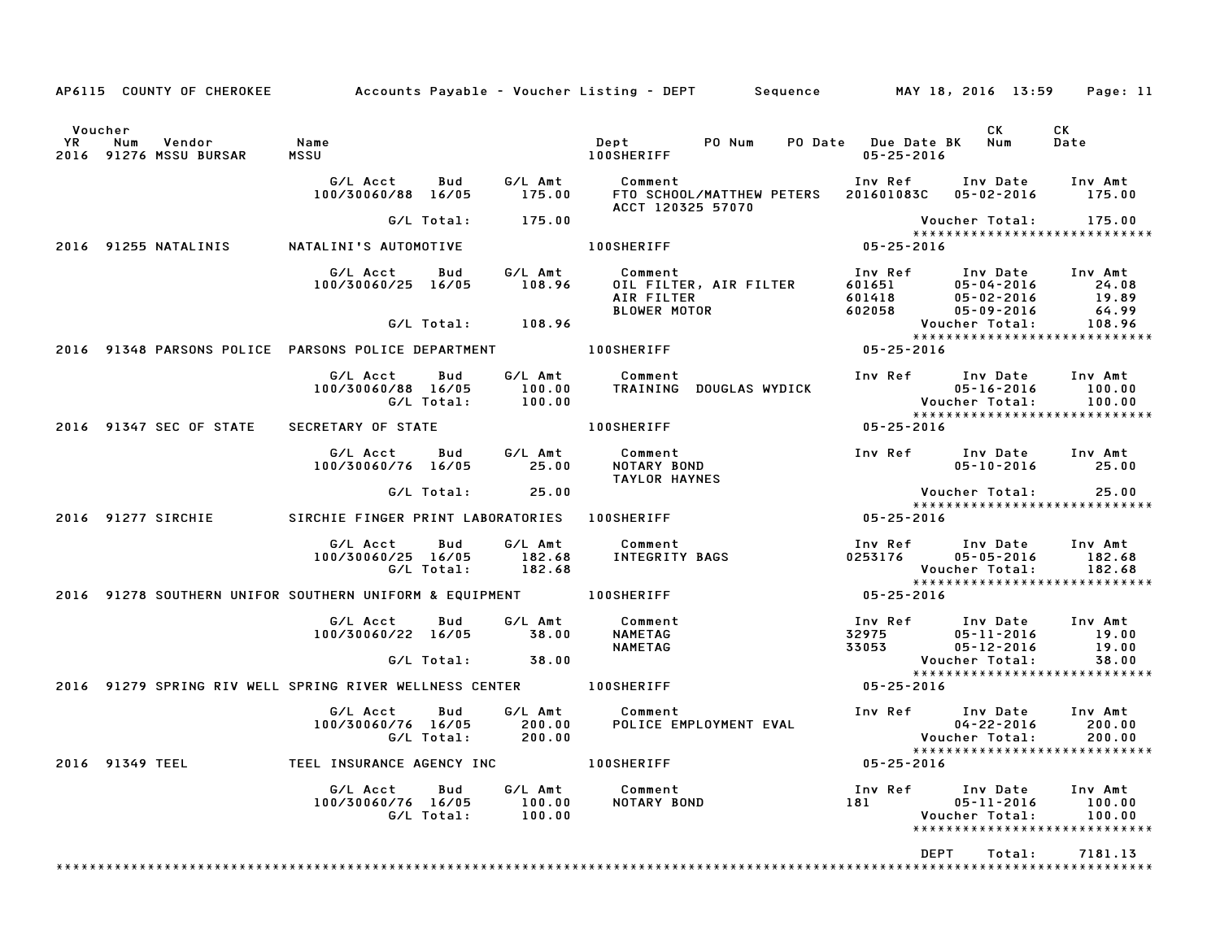AP6115 COUNTY OF CHEROKEE — Accounts Payable - Voucher Listing - DEPT — Sequence — MAY 18, 2016 13:59

| Voucher YR | Num | Vendor | Name | Dept | PO Num | PO Date | Due Date BK | CK Num | CK Date |
|---|---|---|---|---|---|---|---|---|---|
| 2016 | 91276 | MSSU BURSAR | MSSU | 100SHERIFF | | | 05-25-2016 | | |

| G/L Acct | Bud | G/L Amt | Comment | Inv Ref | Inv Date | Inv Amt |
|---|---|---|---|---|---|---|
| 100/30060/88 | 16/05 | 175.00 | FTO SCHOOL/MATTHEW PETERS ACCT 120325 57070 | 201601083C | 05-02-2016 | 175.00 |
| | G/L Total: | 175.00 | | | Voucher Total: | 175.00 |

| Voucher YR | Num | Vendor | Name | Dept | Due Date BK |
|---|---|---|---|---|---|
| 2016 | 91255 | NATALINIS | NATALINI'S AUTOMOTIVE | 100SHERIFF | 05-25-2016 |

| G/L Acct | Bud | G/L Amt | Comment | Inv Ref | Inv Date | Inv Amt |
|---|---|---|---|---|---|---|
| 100/30060/25 | 16/05 | 108.96 | OIL FILTER, AIR FILTER | 601651 | 05-04-2016 | 24.08 |
| | | | AIR FILTER | 601418 | 05-02-2016 | 19.89 |
| | | | BLOWER MOTOR | 602058 | 05-09-2016 | 64.99 |
| | G/L Total: | 108.96 | | | Voucher Total: | 108.96 |

| Voucher YR | Num | Vendor | Name | Dept | Due Date BK |
|---|---|---|---|---|---|
| 2016 | 91348 | PARSONS POLICE | PARSONS POLICE DEPARTMENT | 100SHERIFF | 05-25-2016 |

| G/L Acct | Bud | G/L Amt | Comment | Inv Ref | Inv Date | Inv Amt |
|---|---|---|---|---|---|---|
| 100/30060/88 | 16/05 | 100.00 | TRAINING DOUGLAS WYDICK | | 05-16-2016 | 100.00 |
| | G/L Total: | 100.00 | | | Voucher Total: | 100.00 |

| Voucher YR | Num | Vendor | Name | Dept | Due Date BK |
|---|---|---|---|---|---|
| 2016 | 91347 | SEC OF STATE | SECRETARY OF STATE | 100SHERIFF | 05-25-2016 |

| G/L Acct | Bud | G/L Amt | Comment | Inv Ref | Inv Date | Inv Amt |
|---|---|---|---|---|---|---|
| 100/30060/76 | 16/05 | 25.00 | NOTARY BOND TAYLOR HAYNES | | 05-10-2016 | 25.00 |
| | G/L Total: | 25.00 | | | Voucher Total: | 25.00 |

| Voucher YR | Num | Vendor | Name | Dept | Due Date BK |
|---|---|---|---|---|---|
| 2016 | 91277 | SIRCHIE | SIRCHIE FINGER PRINT LABORATORIES | 100SHERIFF | 05-25-2016 |

| G/L Acct | Bud | G/L Amt | Comment | Inv Ref | Inv Date | Inv Amt |
|---|---|---|---|---|---|---|
| 100/30060/25 | 16/05 | 182.68 | INTEGRITY BAGS | 0253176 | 05-05-2016 | 182.68 |
| | G/L Total: | 182.68 | | | Voucher Total: | 182.68 |

| Voucher YR | Num | Vendor | Name | Dept | Due Date BK |
|---|---|---|---|---|---|
| 2016 | 91278 | SOUTHERN UNIFOR | SOUTHERN UNIFORM & EQUIPMENT | 100SHERIFF | 05-25-2016 |

| G/L Acct | Bud | G/L Amt | Comment | Inv Ref | Inv Date | Inv Amt |
|---|---|---|---|---|---|---|
| 100/30060/22 | 16/05 | 38.00 | NAMETAG | 32975 | 05-11-2016 | 19.00 |
| | | | NAMETAG | 33053 | 05-12-2016 | 19.00 |
| | G/L Total: | 38.00 | | | Voucher Total: | 38.00 |

| Voucher YR | Num | Vendor | Name | Dept | Due Date BK |
|---|---|---|---|---|---|
| 2016 | 91279 | SPRING RIV WELL | SPRING RIVER WELLNESS CENTER | 100SHERIFF | 05-25-2016 |

| G/L Acct | Bud | G/L Amt | Comment | Inv Ref | Inv Date | Inv Amt |
|---|---|---|---|---|---|---|
| 100/30060/76 | 16/05 | 200.00 | POLICE EMPLOYMENT EVAL | | 04-22-2016 | 200.00 |
| | G/L Total: | 200.00 | | | Voucher Total: | 200.00 |

| Voucher YR | Num | Vendor | Name | Dept | Due Date BK |
|---|---|---|---|---|---|
| 2016 | 91349 | TEEL | TEEL INSURANCE AGENCY INC | 100SHERIFF | 05-25-2016 |

| G/L Acct | Bud | G/L Amt | Comment | Inv Ref | Inv Date | Inv Amt |
|---|---|---|---|---|---|---|
| 100/30060/76 | 16/05 | 100.00 | NOTARY BOND | 181 | 05-11-2016 | 100.00 |
| | G/L Total: | 100.00 | | | Voucher Total: | 100.00 |

DEPT Total: 7181.13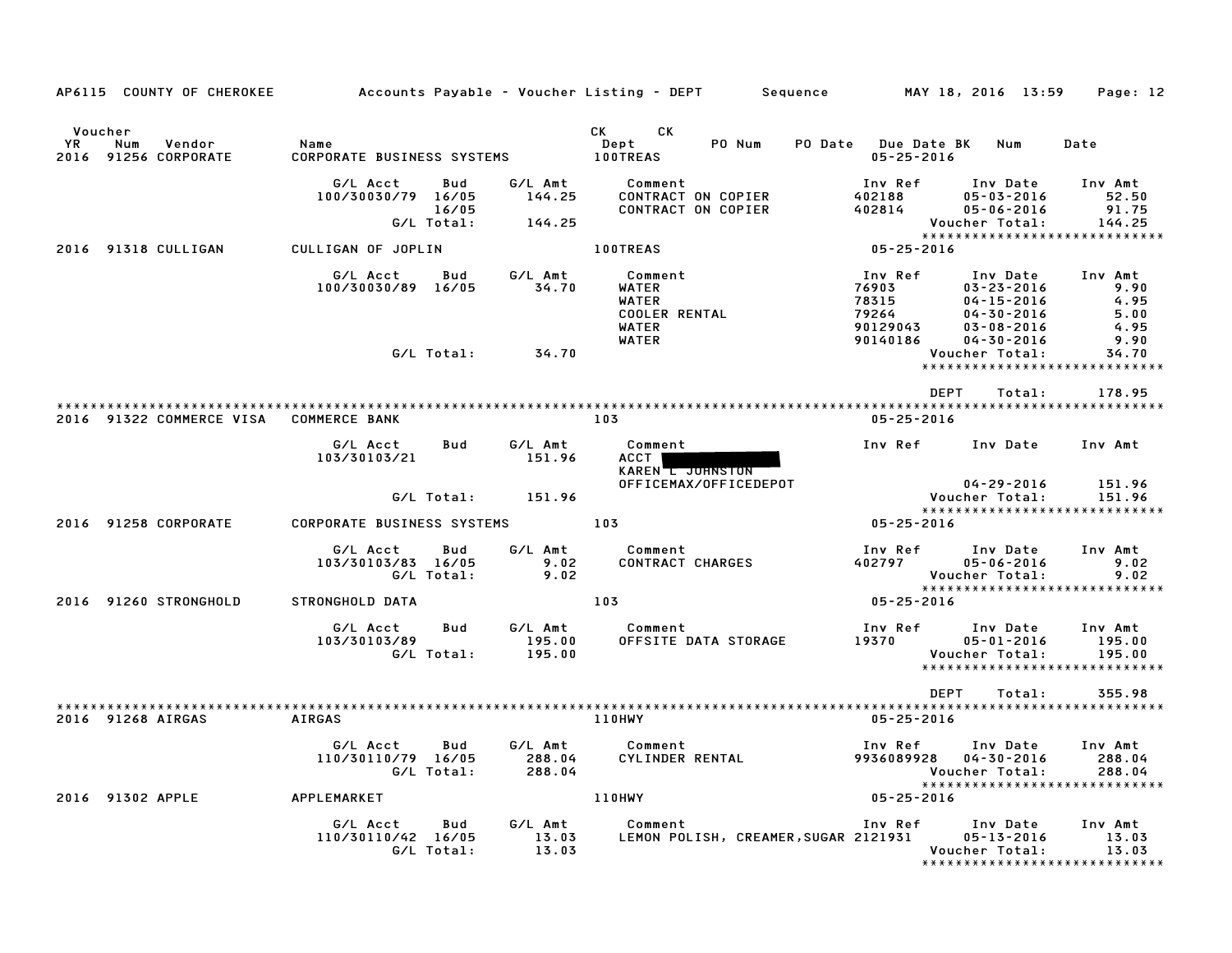AP6115 COUNTY OF CHEROKEE  Accounts Payable - Voucher Listing - DEPT  Sequence  MAY 18, 2016 13:59  Page: 12

| Voucher YR | Num | Vendor | Name | CK Dept | CK | PO Num | PO Date | Due Date BK | Num | Date |
|---|---|---|---|---|---|---|---|---|---|---|
| 2016 | 91256 | CORPORATE | CORPORATE BUSINESS SYSTEMS | 100TREAS | | | | 05-25-2016 | | |

| G/L Acct | Bud | G/L Amt | Comment | Inv Ref | Inv Date | Inv Amt |
|---|---|---|---|---|---|---|
| 100/30030/79 | 16/05 | 144.25 | CONTRACT ON COPIER | 402188 | 05-03-2016 | 52.50 |
| | 16/05 | | CONTRACT ON COPIER | 402814 | 05-06-2016 | 91.75 |
| | G/L Total: | 144.25 | | | Voucher Total: | 144.25 |

****************************

| Voucher YR | Num | Vendor | Name | CK Dept | Due Date |
|---|---|---|---|---|---|
| 2016 | 91318 | CULLIGAN | CULLIGAN OF JOPLIN | 100TREAS | 05-25-2016 |

| G/L Acct | Bud | G/L Amt | Comment | Inv Ref | Inv Date | Inv Amt |
|---|---|---|---|---|---|---|
| 100/30030/89 | 16/05 | 34.70 | WATER | 76903 | 03-23-2016 | 9.90 |
| | | | WATER | 78315 | 04-15-2016 | 4.95 |
| | | | COOLER RENTAL | 79264 | 04-30-2016 | 5.00 |
| | | | WATER | 90129043 | 03-08-2016 | 4.95 |
| | | | WATER | 90140186 | 04-30-2016 | 9.90 |
| | G/L Total: | 34.70 | | | Voucher Total: | 34.70 |

****************************

DEPT Total: 178.95

****************************

| Voucher YR | Num | Vendor | Name | CK Dept | Due Date |
|---|---|---|---|---|---|
| 2016 | 91322 | COMMERCE VISA | COMMERCE BANK | 103 | 05-25-2016 |

| G/L Acct | Bud | G/L Amt | Comment | Inv Ref | Inv Date | Inv Amt |
|---|---|---|---|---|---|---|
| 103/30103/21 | | 151.96 | ACCT [REDACTED] | | | |
| | | | KAREN L JOHNSTON | | | |
| | | | OFFICEMAX/OFFICEDEPOT | | 04-29-2016 | 151.96 |
| | G/L Total: | 151.96 | | | Voucher Total: | 151.96 |

****************************

| Voucher YR | Num | Vendor | Name | CK Dept | Due Date |
|---|---|---|---|---|---|
| 2016 | 91258 | CORPORATE | CORPORATE BUSINESS SYSTEMS | 103 | 05-25-2016 |

| G/L Acct | Bud | G/L Amt | Comment | Inv Ref | Inv Date | Inv Amt |
|---|---|---|---|---|---|---|
| 103/30103/83 | 16/05 | 9.02 | CONTRACT CHARGES | 402797 | 05-06-2016 | 9.02 |
| | G/L Total: | 9.02 | | | Voucher Total: | 9.02 |

****************************

| Voucher YR | Num | Vendor | Name | CK Dept | Due Date |
|---|---|---|---|---|---|
| 2016 | 91260 | STRONGHOLD | STRONGHOLD DATA | 103 | 05-25-2016 |

| G/L Acct | Bud | G/L Amt | Comment | Inv Ref | Inv Date | Inv Amt |
|---|---|---|---|---|---|---|
| 103/30103/89 | | 195.00 | OFFSITE DATA STORAGE | 19370 | 05-01-2016 | 195.00 |
| | G/L Total: | 195.00 | | | Voucher Total: | 195.00 |

****************************

DEPT Total: 355.98

****************************

| Voucher YR | Num | Vendor | Name | CK Dept | Due Date |
|---|---|---|---|---|---|
| 2016 | 91268 | AIRGAS | AIRGAS | 110HWY | 05-25-2016 |

| G/L Acct | Bud | G/L Amt | Comment | Inv Ref | Inv Date | Inv Amt |
|---|---|---|---|---|---|---|
| 110/30110/79 | 16/05 | 288.04 | CYLINDER RENTAL | 9936089928 | 04-30-2016 | 288.04 |
| | G/L Total: | 288.04 | | | Voucher Total: | 288.04 |

****************************

| Voucher YR | Num | Vendor | Name | CK Dept | Due Date |
|---|---|---|---|---|---|
| 2016 | 91302 | APPLE | APPLEMARKET | 110HWY | 05-25-2016 |

| G/L Acct | Bud | G/L Amt | Comment | Inv Ref | Inv Date | Inv Amt |
|---|---|---|---|---|---|---|
| 110/30110/42 | 16/05 | 13.03 | LEMON POLISH, CREAMER,SUGAR | 2121931 | 05-13-2016 | 13.03 |
| | G/L Total: | 13.03 | | | Voucher Total: | 13.03 |

****************************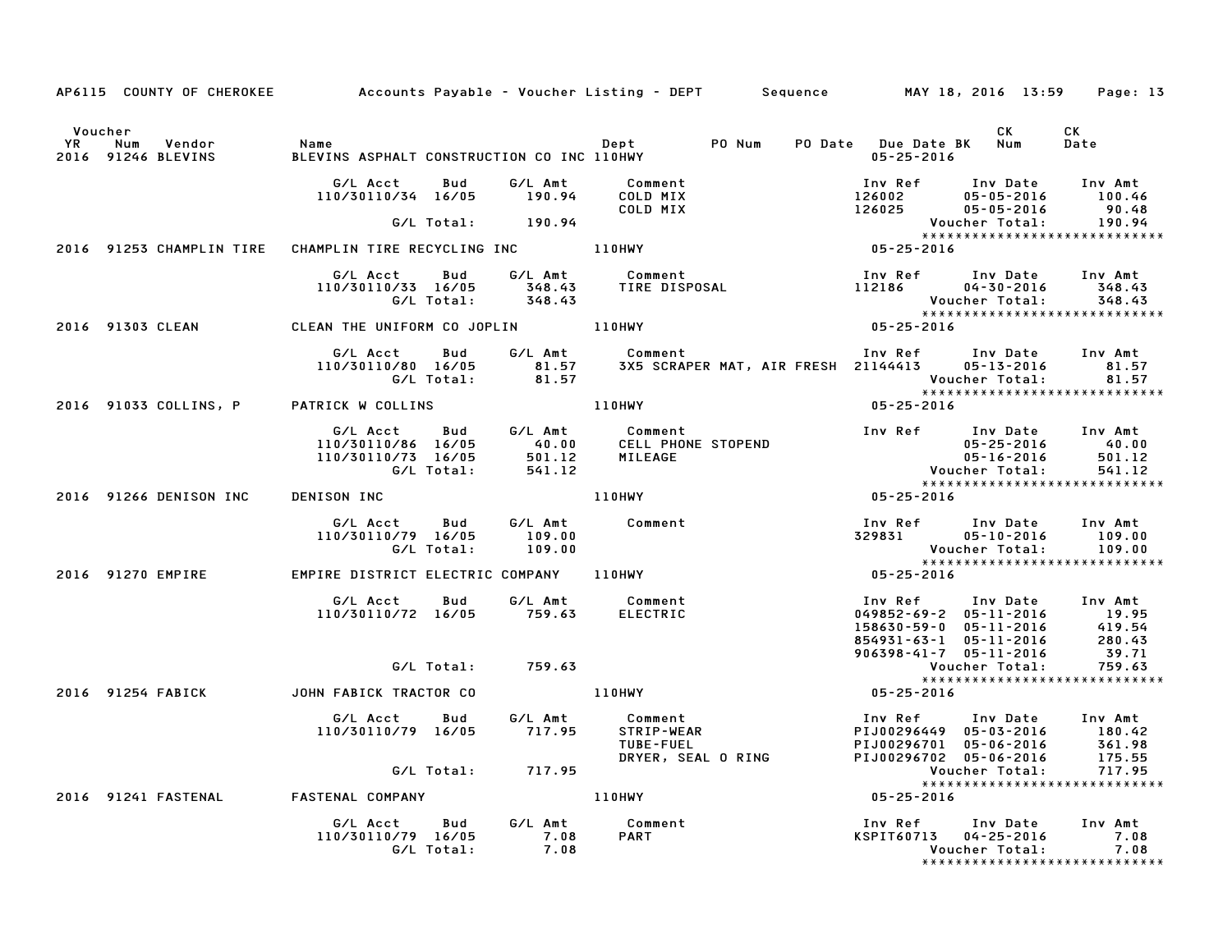AP6115 COUNTY OF CHEROKEE Accounts Payable - Voucher Listing - DEPT Sequence MAY 18, 2016 13:59

| Voucher YR | Num | Vendor | Name | Dept | PO Num | PO Date | Due Date BK | CK Num | CK Date |
|---|---|---|---|---|---|---|---|---|---|
| 2016 | 91246 | BLEVINS | BLEVINS ASPHALT CONSTRUCTION CO INC | 110HWY | | | 05-25-2016 | | |

| G/L Acct | Bud | G/L Amt | Comment | Inv Ref | Inv Date | Inv Amt |
|---|---|---|---|---|---|---|
| 110/30110/34 | 16/05 | 190.94 | COLD MIX | 126002 | 05-05-2016 | 100.46 |
| | | | COLD MIX | 126025 | 05-05-2016 | 90.48 |
| | G/L Total: | 190.94 | | | Voucher Total: | 190.94 |

****************************

| Voucher YR | Num | Vendor | Name | Dept | PO Num | PO Date | Due Date BK | CK Num | CK Date |
|---|---|---|---|---|---|---|---|---|---|
| 2016 | 91253 | CHAMPLIN TIRE | CHAMPLIN TIRE RECYCLING INC | 110HWY | | | 05-25-2016 | | |

| G/L Acct | Bud | G/L Amt | Comment | Inv Ref | Inv Date | Inv Amt |
|---|---|---|---|---|---|---|
| 110/30110/33 | 16/05 | 348.43 | TIRE DISPOSAL | 112186 | 04-30-2016 | 348.43 |
| | G/L Total: | 348.43 | | | Voucher Total: | 348.43 |

****************************

| Voucher YR | Num | Vendor | Name | Dept | PO Num | PO Date | Due Date BK | CK Num | CK Date |
|---|---|---|---|---|---|---|---|---|---|
| 2016 | 91303 | CLEAN | CLEAN THE UNIFORM CO JOPLIN | 110HWY | | | 05-25-2016 | | |

| G/L Acct | Bud | G/L Amt | Comment | Inv Ref | Inv Date | Inv Amt |
|---|---|---|---|---|---|---|
| 110/30110/80 | 16/05 | 81.57 | 3X5 SCRAPER MAT, AIR FRESH | 21144413 | 05-13-2016 | 81.57 |
| | G/L Total: | 81.57 | | | Voucher Total: | 81.57 |

****************************

| Voucher YR | Num | Vendor | Name | Dept | PO Num | PO Date | Due Date BK | CK Num | CK Date |
|---|---|---|---|---|---|---|---|---|---|
| 2016 | 91033 | COLLINS, P | PATRICK W COLLINS | 110HWY | | | 05-25-2016 | | |

| G/L Acct | Bud | G/L Amt | Comment | Inv Ref | Inv Date | Inv Amt |
|---|---|---|---|---|---|---|
| 110/30110/86 | 16/05 | 40.00 | CELL PHONE STOPEND | | 05-25-2016 | 40.00 |
| 110/30110/73 | 16/05 | 501.12 | MILEAGE | | 05-16-2016 | 501.12 |
| | G/L Total: | 541.12 | | | Voucher Total: | 541.12 |

****************************

| Voucher YR | Num | Vendor | Name | Dept | PO Num | PO Date | Due Date BK | CK Num | CK Date |
|---|---|---|---|---|---|---|---|---|---|
| 2016 | 91266 | DENISON INC | DENISON INC | 110HWY | | | 05-25-2016 | | |

| G/L Acct | Bud | G/L Amt | Comment | Inv Ref | Inv Date | Inv Amt |
|---|---|---|---|---|---|---|
| 110/30110/79 | 16/05 | 109.00 | | 329831 | 05-10-2016 | 109.00 |
| | G/L Total: | 109.00 | | | Voucher Total: | 109.00 |

****************************

| Voucher YR | Num | Vendor | Name | Dept | PO Num | PO Date | Due Date BK | CK Num | CK Date |
|---|---|---|---|---|---|---|---|---|---|
| 2016 | 91270 | EMPIRE | EMPIRE DISTRICT ELECTRIC COMPANY | 110HWY | | | 05-25-2016 | | |

| G/L Acct | Bud | G/L Amt | Comment | Inv Ref | Inv Date | Inv Amt |
|---|---|---|---|---|---|---|
| 110/30110/72 | 16/05 | 759.63 | ELECTRIC | 049852-69-2 | 05-11-2016 | 19.95 |
| | | | | 158630-59-0 | 05-11-2016 | 419.54 |
| | | | | 854931-63-1 | 05-11-2016 | 280.43 |
| | | | | 906398-41-7 | 05-11-2016 | 39.71 |
| | G/L Total: | 759.63 | | | Voucher Total: | 759.63 |

****************************

| Voucher YR | Num | Vendor | Name | Dept | PO Num | PO Date | Due Date BK | CK Num | CK Date |
|---|---|---|---|---|---|---|---|---|---|
| 2016 | 91254 | FABICK | JOHN FABICK TRACTOR CO | 110HWY | | | 05-25-2016 | | |

| G/L Acct | Bud | G/L Amt | Comment | Inv Ref | Inv Date | Inv Amt |
|---|---|---|---|---|---|---|
| 110/30110/79 | 16/05 | 717.95 | STRIP-WEAR | PIJ00296449 | 05-03-2016 | 180.42 |
| | | | TUBE-FUEL | PIJ00296701 | 05-06-2016 | 361.98 |
| | | | DRYER, SEAL O RING | PIJ00296702 | 05-06-2016 | 175.55 |
| | G/L Total: | 717.95 | | | Voucher Total: | 717.95 |

****************************

| Voucher YR | Num | Vendor | Name | Dept | PO Num | PO Date | Due Date BK | CK Num | CK Date |
|---|---|---|---|---|---|---|---|---|---|
| 2016 | 91241 | FASTENAL | FASTENAL COMPANY | 110HWY | | | 05-25-2016 | | |

| G/L Acct | Bud | G/L Amt | Comment | Inv Ref | Inv Date | Inv Amt |
|---|---|---|---|---|---|---|
| 110/30110/79 | 16/05 | 7.08 | PART | KSPIT60713 | 04-25-2016 | 7.08 |
| | G/L Total: | 7.08 | | | Voucher Total: | 7.08 |

****************************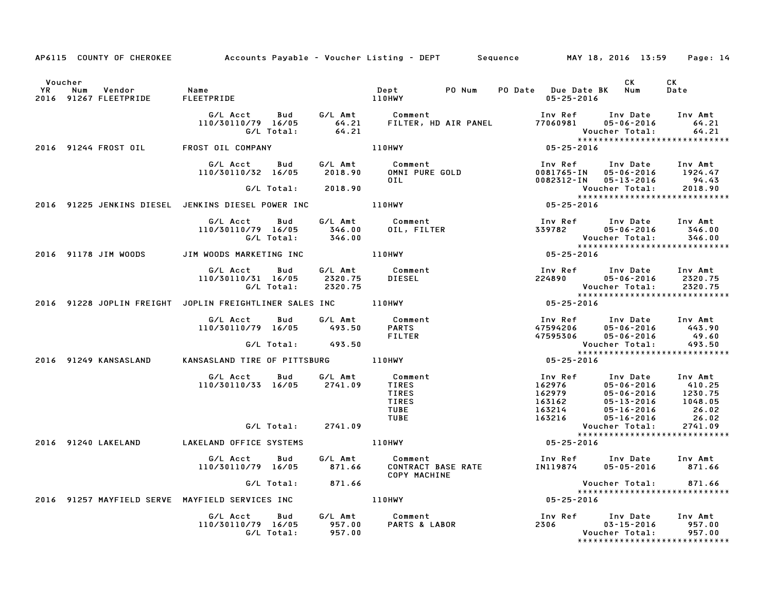AP6115 COUNTY OF CHEROKEE — Accounts Payable - Voucher Listing - DEPT — Sequence — MAY 18, 2016 13:59

| Voucher YR | Num | Vendor | Name | Dept | PO Num | PO Date | Due Date BK | CK Num | CK Date |
|---|---|---|---|---|---|---|---|---|---|
| 2016 | 91267 | FLEETPRIDE | FLEETPRIDE | 110HWY | | | 05-25-2016 | | |

| G/L Acct | Bud | G/L Amt | Comment | Inv Ref | Inv Date | Inv Amt |
|---|---|---|---|---|---|---|
| 110/30110/79 | 16/05 | 64.21 | FILTER, HD AIR PANEL | 77060981 | 05-06-2016 | 64.21 |
| | G/L Total: | 64.21 | | | Voucher Total: | 64.21 |

****************************

| Voucher YR | Num | Vendor | Name | Dept | Due Date |
|---|---|---|---|---|---|
| 2016 | 91244 | FROST OIL | FROST OIL COMPANY | 110HWY | 05-25-2016 |

| G/L Acct | Bud | G/L Amt | Comment | Inv Ref | Inv Date | Inv Amt |
|---|---|---|---|---|---|---|
| 110/30110/32 | 16/05 | 2018.90 | OMNI PURE GOLD | 0081765-IN | 05-06-2016 | 1924.47 |
| | | | OIL | 0082312-IN | 05-13-2016 | 94.43 |
| | G/L Total: | 2018.90 | | | Voucher Total: | 2018.90 |

****************************

| Voucher YR | Num | Vendor | Name | Dept | Due Date |
|---|---|---|---|---|---|
| 2016 | 91225 | JENKINS DIESEL | JENKINS DIESEL POWER INC | 110HWY | 05-25-2016 |

| G/L Acct | Bud | G/L Amt | Comment | Inv Ref | Inv Date | Inv Amt |
|---|---|---|---|---|---|---|
| 110/30110/79 | 16/05 | 346.00 | OIL, FILTER | 339782 | 05-06-2016 | 346.00 |
| | G/L Total: | 346.00 | | | Voucher Total: | 346.00 |

****************************

| Voucher YR | Num | Vendor | Name | Dept | Due Date |
|---|---|---|---|---|---|
| 2016 | 91178 | JIM WOODS | JIM WOODS MARKETING INC | 110HWY | 05-25-2016 |

| G/L Acct | Bud | G/L Amt | Comment | Inv Ref | Inv Date | Inv Amt |
|---|---|---|---|---|---|---|
| 110/30110/31 | 16/05 | 2320.75 | DIESEL | 224890 | 05-06-2016 | 2320.75 |
| | G/L Total: | 2320.75 | | | Voucher Total: | 2320.75 |

****************************

| Voucher YR | Num | Vendor | Name | Dept | Due Date |
|---|---|---|---|---|---|
| 2016 | 91228 | JOPLIN FREIGHT | JOPLIN FREIGHTLINER SALES INC | 110HWY | 05-25-2016 |

| G/L Acct | Bud | G/L Amt | Comment | Inv Ref | Inv Date | Inv Amt |
|---|---|---|---|---|---|---|
| 110/30110/79 | 16/05 | 493.50 | PARTS | 47594206 | 05-06-2016 | 443.90 |
| | | | FILTER | 47595306 | 05-06-2016 | 49.60 |
| | G/L Total: | 493.50 | | | Voucher Total: | 493.50 |

****************************

| Voucher YR | Num | Vendor | Name | Dept | Due Date |
|---|---|---|---|---|---|
| 2016 | 91249 | KANSASLAND | KANSASLAND TIRE OF PITTSBURG | 110HWY | 05-25-2016 |

| G/L Acct | Bud | G/L Amt | Comment | Inv Ref | Inv Date | Inv Amt |
|---|---|---|---|---|---|---|
| 110/30110/33 | 16/05 | 2741.09 | TIRES | 162976 | 05-06-2016 | 410.25 |
| | | | TIRES | 162979 | 05-06-2016 | 1230.75 |
| | | | TIRES | 163162 | 05-13-2016 | 1048.05 |
| | | | TUBE | 163214 | 05-16-2016 | 26.02 |
| | | | TUBE | 163216 | 05-16-2016 | 26.02 |
| | G/L Total: | 2741.09 | | | Voucher Total: | 2741.09 |

****************************

| Voucher YR | Num | Vendor | Name | Dept | Due Date |
|---|---|---|---|---|---|
| 2016 | 91240 | LAKELAND | LAKELAND OFFICE SYSTEMS | 110HWY | 05-25-2016 |

| G/L Acct | Bud | G/L Amt | Comment | Inv Ref | Inv Date | Inv Amt |
|---|---|---|---|---|---|---|
| 110/30110/79 | 16/05 | 871.66 | CONTRACT BASE RATE | IN119874 | 05-05-2016 | 871.66 |
| | | | COPY MACHINE | | | |
| | G/L Total: | 871.66 | | | Voucher Total: | 871.66 |

****************************

| Voucher YR | Num | Vendor | Name | Dept | Due Date |
|---|---|---|---|---|---|
| 2016 | 91257 | MAYFIELD SERVE | MAYFIELD SERVICES INC | 110HWY | 05-25-2016 |

| G/L Acct | Bud | G/L Amt | Comment | Inv Ref | Inv Date | Inv Amt |
|---|---|---|---|---|---|---|
| 110/30110/79 | 16/05 | 957.00 | PARTS & LABOR | 2306 | 03-15-2016 | 957.00 |
| | G/L Total: | 957.00 | | | Voucher Total: | 957.00 |

****************************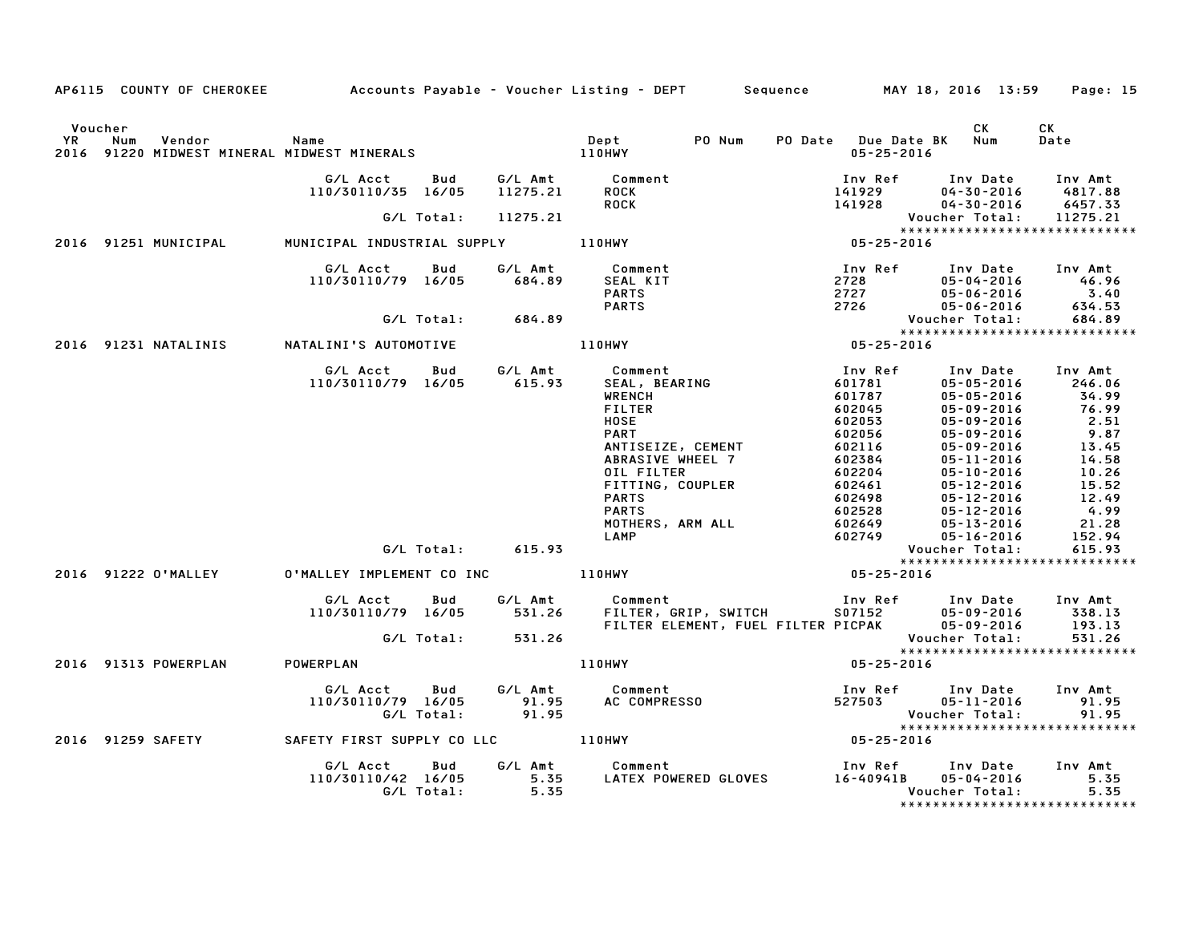AP6115 COUNTY OF CHEROKEE — Accounts Payable - Voucher Listing - DEPT — Sequence — MAY 18, 2016 13:59

| Voucher YR | Num | Vendor | Name | Dept | PO Num | PO Date | Due Date BK | CK Num | CK Date |
|---|---|---|---|---|---|---|---|---|---|
| 2016 | 91220 | MIDWEST MINERAL | MIDWEST MINERALS | 110HWY | | | 05-25-2016 | | |

| G/L Acct | Bud | G/L Amt | Comment | Inv Ref | Inv Date | Inv Amt |
|---|---|---|---|---|---|---|
| 110/30110/35 | 16/05 | 11275.21 | ROCK | 141929 | 04-30-2016 | 4817.88 |
| | | | ROCK | 141928 | 04-30-2016 | 6457.33 |
| | G/L Total: | 11275.21 | | | Voucher Total: | 11275.21 |

******************************

| Voucher YR | Num | Vendor | Name | Dept | Due Date BK |
|---|---|---|---|---|---|
| 2016 | 91251 | MUNICIPAL | MUNICIPAL INDUSTRIAL SUPPLY | 110HWY | 05-25-2016 |

| G/L Acct | Bud | G/L Amt | Comment | Inv Ref | Inv Date | Inv Amt |
|---|---|---|---|---|---|---|
| 110/30110/79 | 16/05 | 684.89 | SEAL KIT | 2728 | 05-04-2016 | 46.96 |
| | | | PARTS | 2727 | 05-06-2016 | 3.40 |
| | | | PARTS | 2726 | 05-06-2016 | 634.53 |
| | G/L Total: | 684.89 | | | Voucher Total: | 684.89 |

******************************

| Voucher YR | Num | Vendor | Name | Dept | Due Date BK |
|---|---|---|---|---|---|
| 2016 | 91231 | NATALINIS | NATALINI'S AUTOMOTIVE | 110HWY | 05-25-2016 |

| G/L Acct | Bud | G/L Amt | Comment | Inv Ref | Inv Date | Inv Amt |
|---|---|---|---|---|---|---|
| 110/30110/79 | 16/05 | 615.93 | SEAL, BEARING | 601781 | 05-05-2016 | 246.06 |
| | | | WRENCH | 601787 | 05-05-2016 | 34.99 |
| | | | FILTER | 602045 | 05-09-2016 | 76.99 |
| | | | HOSE | 602053 | 05-09-2016 | 2.51 |
| | | | PART | 602056 | 05-09-2016 | 9.87 |
| | | | ANTISEIZE, CEMENT | 602116 | 05-09-2016 | 13.45 |
| | | | ABRASIVE WHEEL 7 | 602384 | 05-11-2016 | 14.58 |
| | | | OIL FILTER | 602204 | 05-10-2016 | 10.26 |
| | | | FITTING, COUPLER | 602461 | 05-12-2016 | 15.52 |
| | | | PARTS | 602498 | 05-12-2016 | 12.49 |
| | | | PARTS | 602528 | 05-12-2016 | 4.99 |
| | | | MOTHERS, ARM ALL | 602649 | 05-13-2016 | 21.28 |
| | | | LAMP | 602749 | 05-16-2016 | 152.94 |
| | G/L Total: | 615.93 | | | Voucher Total: | 615.93 |

******************************

| Voucher YR | Num | Vendor | Name | Dept | Due Date BK |
|---|---|---|---|---|---|
| 2016 | 91222 | O'MALLEY | O'MALLEY IMPLEMENT CO INC | 110HWY | 05-25-2016 |

| G/L Acct | Bud | G/L Amt | Comment | Inv Ref | Inv Date | Inv Amt |
|---|---|---|---|---|---|---|
| 110/30110/79 | 16/05 | 531.26 | FILTER, GRIP, SWITCH | S07152 | 05-09-2016 | 338.13 |
| | | | FILTER ELEMENT, FUEL FILTER | PICPAK | 05-09-2016 | 193.13 |
| | G/L Total: | 531.26 | | | Voucher Total: | 531.26 |

******************************

| Voucher YR | Num | Vendor | Name | Dept | Due Date BK |
|---|---|---|---|---|---|
| 2016 | 91313 | POWERPLAN | POWERPLAN | 110HWY | 05-25-2016 |

| G/L Acct | Bud | G/L Amt | Comment | Inv Ref | Inv Date | Inv Amt |
|---|---|---|---|---|---|---|
| 110/30110/79 | 16/05 | 91.95 | AC COMPRESSO | 527503 | 05-11-2016 | 91.95 |
| | G/L Total: | 91.95 | | | Voucher Total: | 91.95 |

******************************

| Voucher YR | Num | Vendor | Name | Dept | Due Date BK |
|---|---|---|---|---|---|
| 2016 | 91259 | SAFETY | SAFETY FIRST SUPPLY CO LLC | 110HWY | 05-25-2016 |

| G/L Acct | Bud | G/L Amt | Comment | Inv Ref | Inv Date | Inv Amt |
|---|---|---|---|---|---|---|
| 110/30110/42 | 16/05 | 5.35 | LATEX POWERED GLOVES | 16-40941B | 05-04-2016 | 5.35 |
| | G/L Total: | 5.35 | | | Voucher Total: | 5.35 |

******************************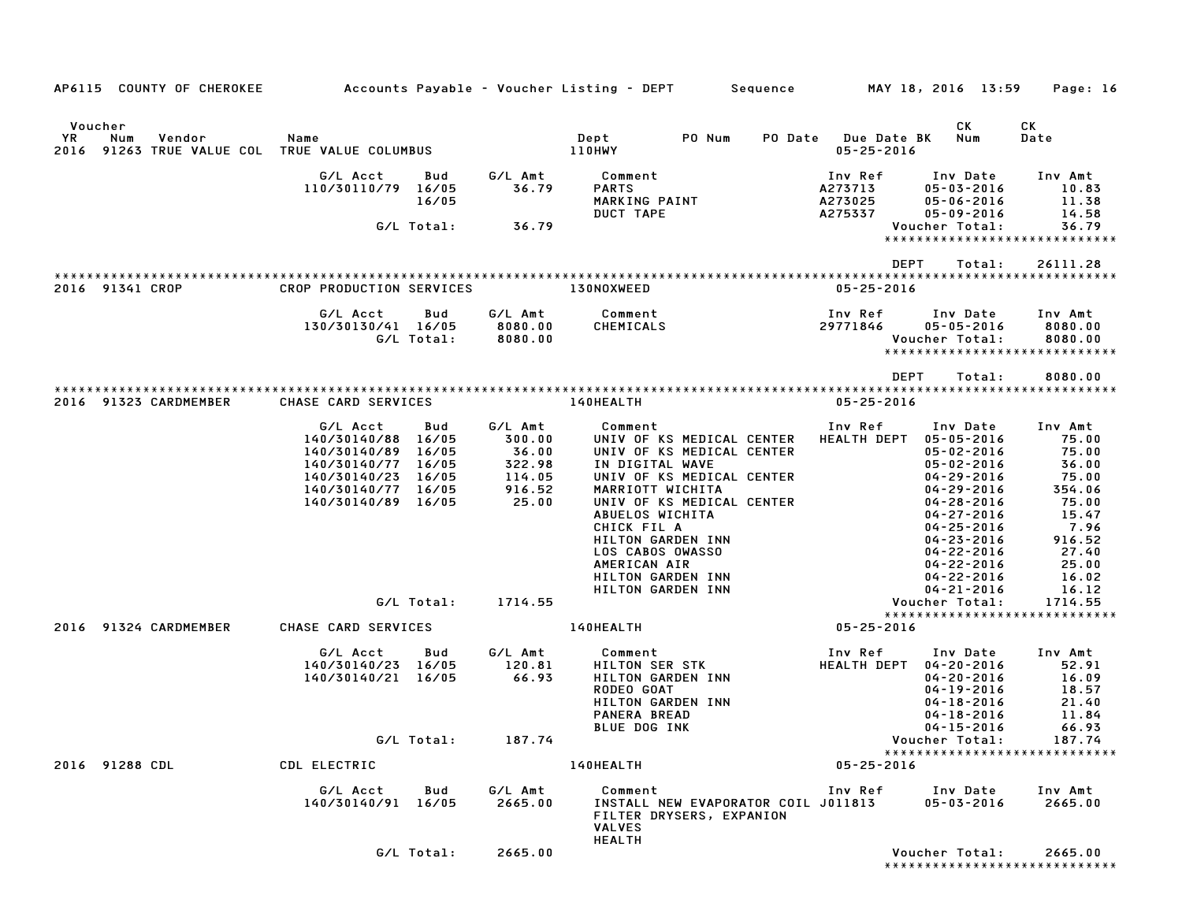AP6115 COUNTY OF CHEROKEE — Accounts Payable - Voucher Listing - DEPT — Sequence — MAY 18, 2016 13:59

| Voucher YR | Num | Vendor | Name | Dept | PO Num | PO Date | Due Date BK | CK Num | CK Date |
|---|---|---|---|---|---|---|---|---|---|
| 2016 | 91263 | TRUE VALUE COL | TRUE VALUE COLUMBUS | 110HWY | | | 05-25-2016 | | |

| G/L Acct | Bud | G/L Amt | Comment | Inv Ref | Inv Date | Inv Amt |
|---|---|---|---|---|---|---|
| 110/30110/79 | 16/05 | 36.79 | PARTS | A273713 | 05-03-2016 | 10.83 |
| | 16/05 | | MARKING PAINT | A273025 | 05-06-2016 | 11.38 |
| | | | DUCT TAPE | A275337 | 05-09-2016 | 14.58 |
| | G/L Total: | 36.79 | | | Voucher Total: | 36.79 |

DEPT Total: 26111.28

| Voucher YR | Num | Vendor | Name | Dept | Due Date BK |
|---|---|---|---|---|---|
| 2016 | 91341 | CROP | CROP PRODUCTION SERVICES | 130NOXWEED | 05-25-2016 |

| G/L Acct | Bud | G/L Amt | Comment | Inv Ref | Inv Date | Inv Amt |
|---|---|---|---|---|---|---|
| 130/30130/41 | 16/05 | 8080.00 | CHEMICALS | 29771846 | 05-05-2016 | 8080.00 |
| | G/L Total: | 8080.00 | | | Voucher Total: | 8080.00 |

DEPT Total: 8080.00

| Voucher YR | Num | Vendor | Name | Dept | Due Date BK |
|---|---|---|---|---|---|
| 2016 | 91323 | CARDMEMBER | CHASE CARD SERVICES | 140HEALTH | 05-25-2016 |

| G/L Acct | Bud | G/L Amt | Comment | Inv Ref | Inv Date | Inv Amt |
|---|---|---|---|---|---|---|
| 140/30140/88 | 16/05 | 300.00 | UNIV OF KS MEDICAL CENTER | HEALTH DEPT | 05-05-2016 | 75.00 |
| 140/30140/89 | 16/05 | 36.00 | UNIV OF KS MEDICAL CENTER | | 05-02-2016 | 75.00 |
| 140/30140/77 | 16/05 | 322.98 | IN DIGITAL WAVE | | 05-02-2016 | 36.00 |
| 140/30140/23 | 16/05 | 114.05 | UNIV OF KS MEDICAL CENTER | | 04-29-2016 | 75.00 |
| 140/30140/77 | 16/05 | 916.52 | MARRIOTT WICHITA | | 04-29-2016 | 354.06 |
| 140/30140/89 | 16/05 | 25.00 | UNIV OF KS MEDICAL CENTER | | 04-28-2016 | 75.00 |
| | | | ABUELOS WICHITA | | 04-27-2016 | 15.47 |
| | | | CHICK FIL A | | 04-25-2016 | 7.96 |
| | | | HILTON GARDEN INN | | 04-23-2016 | 916.52 |
| | | | LOS CABOS OWASSO | | 04-22-2016 | 27.40 |
| | | | AMERICAN AIR | | 04-22-2016 | 25.00 |
| | | | HILTON GARDEN INN | | 04-22-2016 | 16.02 |
| | | | HILTON GARDEN INN | | 04-21-2016 | 16.12 |
| | G/L Total: | 1714.55 | | | Voucher Total: | 1714.55 |

| Voucher YR | Num | Vendor | Name | Dept | Due Date BK |
|---|---|---|---|---|---|
| 2016 | 91324 | CARDMEMBER | CHASE CARD SERVICES | 140HEALTH | 05-25-2016 |

| G/L Acct | Bud | G/L Amt | Comment | Inv Ref | Inv Date | Inv Amt |
|---|---|---|---|---|---|---|
| 140/30140/23 | 16/05 | 120.81 | HILTON SER STK | HEALTH DEPT | 04-20-2016 | 52.91 |
| 140/30140/21 | 16/05 | 66.93 | HILTON GARDEN INN | | 04-20-2016 | 16.09 |
| | | | RODEO GOAT | | 04-19-2016 | 18.57 |
| | | | HILTON GARDEN INN | | 04-18-2016 | 21.40 |
| | | | PANERA BREAD | | 04-18-2016 | 11.84 |
| | | | BLUE DOG INK | | 04-15-2016 | 66.93 |
| | G/L Total: | 187.74 | | | Voucher Total: | 187.74 |

| Voucher YR | Num | Vendor | Name | Dept | Due Date BK |
|---|---|---|---|---|---|
| 2016 | 91288 | CDL | CDL ELECTRIC | 140HEALTH | 05-25-2016 |

| G/L Acct | Bud | G/L Amt | Comment | Inv Ref | Inv Date | Inv Amt |
|---|---|---|---|---|---|---|
| 140/30140/91 | 16/05 | 2665.00 | INSTALL NEW EVAPORATOR COIL FILTER DRYSERS, EXPANION VALVES HEALTH | J011813 | 05-03-2016 | 2665.00 |
| | G/L Total: | 2665.00 | | | Voucher Total: | 2665.00 |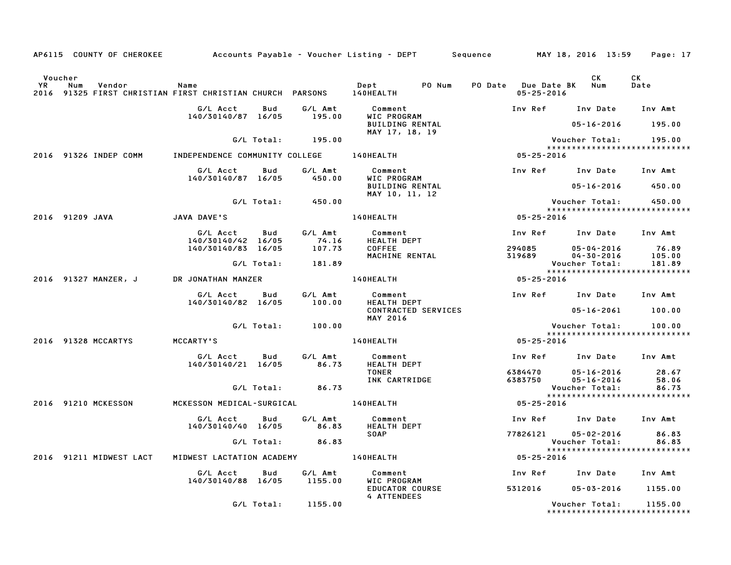AP6115 COUNTY OF CHEROKEE Accounts Payable - Voucher Listing - DEPT Sequence MAY 18, 2016 13:59 Page: 17

| Voucher YR | Num | Vendor | Name | Dept | PO Num | PO Date | Due Date BK | CK Num | CK Date |
|---|---|---|---|---|---|---|---|---|---|
| 2016 | 91325 | FIRST CHRISTIAN | FIRST CHRISTIAN CHURCH PARSONS | 140HEALTH | | | 05-25-2016 | | |

| G/L Acct | Bud | G/L Amt | Comment | Inv Ref | Inv Date | Inv Amt |
|---|---|---|---|---|---|---|
| 140/30140/87 | 16/05 | 195.00 | WIC PROGRAM | | | |
| | | | BUILDING RENTAL | | 05-16-2016 | 195.00 |
| | | | MAY 17, 18, 19 | | | |
| | G/L Total: | 195.00 | | | Voucher Total: | 195.00 |

*****************************

| Voucher YR | Num | Vendor | Name | Dept | PO Num | PO Date | Due Date BK | CK Num | CK Date |
|---|---|---|---|---|---|---|---|---|---|
| 2016 | 91326 | INDEP COMM | INDEPENDENCE COMMUNITY COLLEGE | 140HEALTH | | | 05-25-2016 | | |

| G/L Acct | Bud | G/L Amt | Comment | Inv Ref | Inv Date | Inv Amt |
|---|---|---|---|---|---|---|
| 140/30140/87 | 16/05 | 450.00 | WIC PROGRAM | | | |
| | | | BUILDING RENTAL | | 05-16-2016 | 450.00 |
| | | | MAY 10, 11, 12 | | | |
| | G/L Total: | 450.00 | | | Voucher Total: | 450.00 |

*****************************

| Voucher YR | Num | Vendor | Name | Dept | PO Num | PO Date | Due Date BK | CK Num | CK Date |
|---|---|---|---|---|---|---|---|---|---|
| 2016 | 91209 | JAVA | JAVA DAVE'S | 140HEALTH | | | 05-25-2016 | | |

| G/L Acct | Bud | G/L Amt | Comment | Inv Ref | Inv Date | Inv Amt |
|---|---|---|---|---|---|---|
| 140/30140/42 | 16/05 | 74.16 | HEALTH DEPT | | | |
| 140/30140/83 | 16/05 | 107.73 | COFFEE | 294085 | 05-04-2016 | 76.89 |
| | | | MACHINE RENTAL | 319689 | 04-30-2016 | 105.00 |
| | G/L Total: | 181.89 | | | Voucher Total: | 181.89 |

*****************************

| Voucher YR | Num | Vendor | Name | Dept | PO Num | PO Date | Due Date BK | CK Num | CK Date |
|---|---|---|---|---|---|---|---|---|---|
| 2016 | 91327 | MANZER, J | DR JONATHAN MANZER | 140HEALTH | | | 05-25-2016 | | |

| G/L Acct | Bud | G/L Amt | Comment | Inv Ref | Inv Date | Inv Amt |
|---|---|---|---|---|---|---|
| 140/30140/82 | 16/05 | 100.00 | HEALTH DEPT | | | |
| | | | CONTRACTED SERVICES | | 05-16-2061 | 100.00 |
| | | | MAY 2016 | | | |
| | G/L Total: | 100.00 | | | Voucher Total: | 100.00 |

*****************************

| Voucher YR | Num | Vendor | Name | Dept | PO Num | PO Date | Due Date BK | CK Num | CK Date |
|---|---|---|---|---|---|---|---|---|---|
| 2016 | 91328 | MCCARTYS | MCCARTY'S | 140HEALTH | | | 05-25-2016 | | |

| G/L Acct | Bud | G/L Amt | Comment | Inv Ref | Inv Date | Inv Amt |
|---|---|---|---|---|---|---|
| 140/30140/21 | 16/05 | 86.73 | HEALTH DEPT | | | |
| | | | TONER | 6384470 | 05-16-2016 | 28.67 |
| | | | INK CARTRIDGE | 6383750 | 05-16-2016 | 58.06 |
| | G/L Total: | 86.73 | | | Voucher Total: | 86.73 |

*****************************

| Voucher YR | Num | Vendor | Name | Dept | PO Num | PO Date | Due Date BK | CK Num | CK Date |
|---|---|---|---|---|---|---|---|---|---|
| 2016 | 91210 | MCKESSON | MCKESSON MEDICAL-SURGICAL | 140HEALTH | | | 05-25-2016 | | |

| G/L Acct | Bud | G/L Amt | Comment | Inv Ref | Inv Date | Inv Amt |
|---|---|---|---|---|---|---|
| 140/30140/40 | 16/05 | 86.83 | HEALTH DEPT | | | |
| | | | SOAP | 77826121 | 05-02-2016 | 86.83 |
| | G/L Total: | 86.83 | | | Voucher Total: | 86.83 |

*****************************

| Voucher YR | Num | Vendor | Name | Dept | PO Num | PO Date | Due Date BK | CK Num | CK Date |
|---|---|---|---|---|---|---|---|---|---|
| 2016 | 91211 | MIDWEST LACT | MIDWEST LACTATION ACADEMY | 140HEALTH | | | 05-25-2016 | | |

| G/L Acct | Bud | G/L Amt | Comment | Inv Ref | Inv Date | Inv Amt |
|---|---|---|---|---|---|---|
| 140/30140/88 | 16/05 | 1155.00 | WIC PROGRAM | | | |
| | | | EDUCATOR COURSE | 5312016 | 05-03-2016 | 1155.00 |
| | | | 4 ATTENDEES | | | |
| | G/L Total: | 1155.00 | | | Voucher Total: | 1155.00 |

*****************************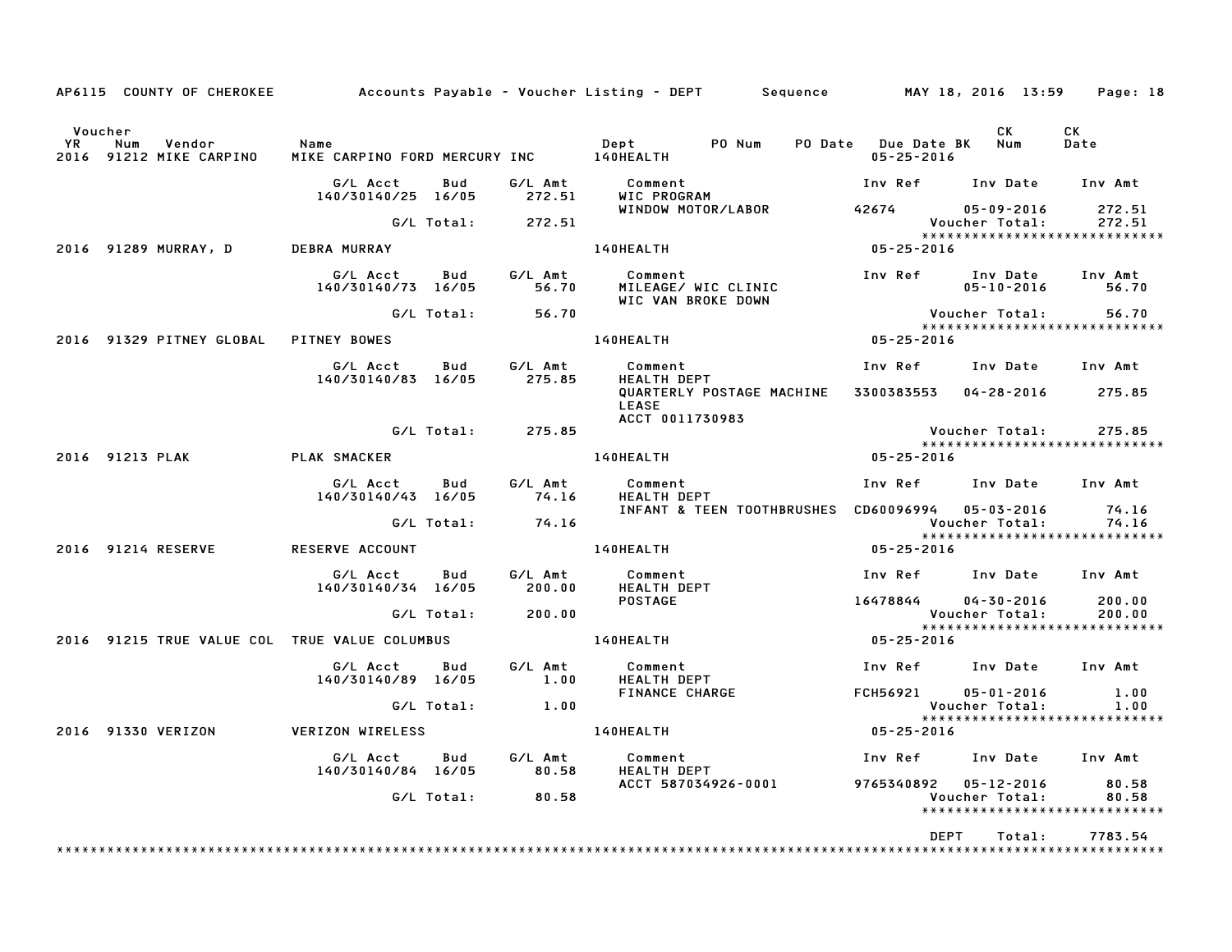AP6115 COUNTY OF CHEROKEE — Accounts Payable - Voucher Listing - DEPT — Sequence — MAY 18, 2016 13:59

| Voucher YR | Num | Vendor | Name | Dept | PO Num | PO Date | Due Date BK | CK Num | CK Date |
|---|---|---|---|---|---|---|---|---|---|
| 2016 | 91212 | MIKE CARPINO | MIKE CARPINO FORD MERCURY INC | 140HEALTH | | | 05-25-2016 | | |

| G/L Acct | Bud | G/L Amt | Comment | Inv Ref | Inv Date | Inv Amt |
|---|---|---|---|---|---|---|
| 140/30140/25 | 16/05 | 272.51 | WIC PROGRAM WINDOW MOTOR/LABOR | 42674 | 05-09-2016 | 272.51 |
| | G/L Total: | 272.51 | | | Voucher Total: | 272.51 |

| Voucher YR | Num | Vendor | Name | Dept | Due Date |
|---|---|---|---|---|---|
| 2016 | 91289 | MURRAY, D | DEBRA MURRAY | 140HEALTH | 05-25-2016 |

| G/L Acct | Bud | G/L Amt | Comment | Inv Ref | Inv Date | Inv Amt |
|---|---|---|---|---|---|---|
| 140/30140/73 | 16/05 | 56.70 | MILEAGE/ WIC CLINIC WIC VAN BROKE DOWN | | 05-10-2016 | 56.70 |
| | G/L Total: | 56.70 | | | Voucher Total: | 56.70 |

| Voucher YR | Num | Vendor | Name | Dept | Due Date |
|---|---|---|---|---|---|
| 2016 | 91329 | PITNEY GLOBAL | PITNEY BOWES | 140HEALTH | 05-25-2016 |

| G/L Acct | Bud | G/L Amt | Comment | Inv Ref | Inv Date | Inv Amt |
|---|---|---|---|---|---|---|
| 140/30140/83 | 16/05 | 275.85 | HEALTH DEPT QUARTERLY POSTAGE MACHINE LEASE ACCT 0011730983 | 3300383553 | 04-28-2016 | 275.85 |
| | G/L Total: | 275.85 | | | Voucher Total: | 275.85 |

| Voucher YR | Num | Vendor | Name | Dept | Due Date |
|---|---|---|---|---|---|
| 2016 | 91213 | PLAK | PLAK SMACKER | 140HEALTH | 05-25-2016 |

| G/L Acct | Bud | G/L Amt | Comment | Inv Ref | Inv Date | Inv Amt |
|---|---|---|---|---|---|---|
| 140/30140/43 | 16/05 | 74.16 | HEALTH DEPT INFANT & TEEN TOOTHBRUSHES | CD60096994 | 05-03-2016 | 74.16 |
| | G/L Total: | 74.16 | | | Voucher Total: | 74.16 |

| Voucher YR | Num | Vendor | Name | Dept | Due Date |
|---|---|---|---|---|---|
| 2016 | 91214 | RESERVE | RESERVE ACCOUNT | 140HEALTH | 05-25-2016 |

| G/L Acct | Bud | G/L Amt | Comment | Inv Ref | Inv Date | Inv Amt |
|---|---|---|---|---|---|---|
| 140/30140/34 | 16/05 | 200.00 | HEALTH DEPT POSTAGE | 16478844 | 04-30-2016 | 200.00 |
| | G/L Total: | 200.00 | | | Voucher Total: | 200.00 |

| Voucher YR | Num | Vendor | Name | Dept | Due Date |
|---|---|---|---|---|---|
| 2016 | 91215 | TRUE VALUE COL | TRUE VALUE COLUMBUS | 140HEALTH | 05-25-2016 |

| G/L Acct | Bud | G/L Amt | Comment | Inv Ref | Inv Date | Inv Amt |
|---|---|---|---|---|---|---|
| 140/30140/89 | 16/05 | 1.00 | HEALTH DEPT FINANCE CHARGE | FCH56921 | 05-01-2016 | 1.00 |
| | G/L Total: | 1.00 | | | Voucher Total: | 1.00 |

| Voucher YR | Num | Vendor | Name | Dept | Due Date |
|---|---|---|---|---|---|
| 2016 | 91330 | VERIZON | VERIZON WIRELESS | 140HEALTH | 05-25-2016 |

| G/L Acct | Bud | G/L Amt | Comment | Inv Ref | Inv Date | Inv Amt |
|---|---|---|---|---|---|---|
| 140/30140/84 | 16/05 | 80.58 | HEALTH DEPT ACCT 587034926-0001 | 9765340892 | 05-12-2016 | 80.58 |
| | G/L Total: | 80.58 | | | Voucher Total: | 80.58 |

DEPT Total: 7783.54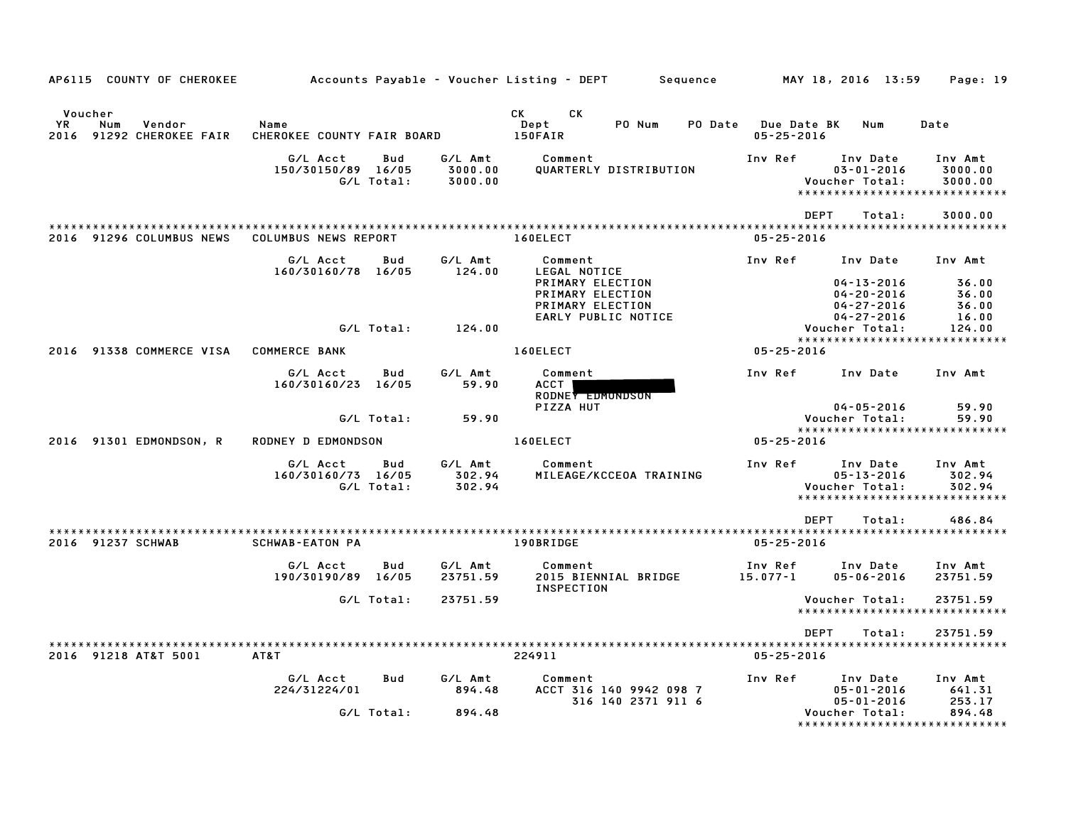AP6115 COUNTY OF CHEROKEE — Accounts Payable - Voucher Listing - DEPT — Sequence — MAY 18, 2016 13:59

| Voucher YR | Num | Vendor | Name | CK Dept | CK | PO Num | PO Date | Due Date | BK | Num | Date |
|---|---|---|---|---|---|---|---|---|---|---|---|
| 2016 | 91292 | CHEROKEE FAIR | CHEROKEE COUNTY FAIR BOARD | 150FAIR | | | | 05-25-2016 | | | |

| G/L Acct | Bud | G/L Amt | Comment | Inv Ref | Inv Date | Inv Amt |
|---|---|---|---|---|---|---|
| 150/30150/89 | 16/05 | 3000.00 | QUARTERLY DISTRIBUTION | | 03-01-2016 | 3000.00 |
| | G/L Total: | 3000.00 | | | Voucher Total: | 3000.00 |

DEPT Total: 3000.00

| Voucher YR | Num | Vendor | Name | CK Dept | Due Date |
|---|---|---|---|---|---|
| 2016 | 91296 | COLUMBUS NEWS | COLUMBUS NEWS REPORT | 160ELECT | 05-25-2016 |

| G/L Acct | Bud | G/L Amt | Comment | Inv Ref | Inv Date | Inv Amt |
|---|---|---|---|---|---|---|
| 160/30160/78 | 16/05 | 124.00 | LEGAL NOTICE | | | |
| | | | PRIMARY ELECTION | | 04-13-2016 | 36.00 |
| | | | PRIMARY ELECTION | | 04-20-2016 | 36.00 |
| | | | PRIMARY ELECTION | | 04-27-2016 | 36.00 |
| | | | EARLY PUBLIC NOTICE | | 04-27-2016 | 16.00 |
| | G/L Total: | 124.00 | | | Voucher Total: | 124.00 |

| Voucher YR | Num | Vendor | Name | CK Dept | Due Date |
|---|---|---|---|---|---|
| 2016 | 91338 | COMMERCE VISA | COMMERCE BANK | 160ELECT | 05-25-2016 |

| G/L Acct | Bud | G/L Amt | Comment | Inv Ref | Inv Date | Inv Amt |
|---|---|---|---|---|---|---|
| 160/30160/23 | 16/05 | 59.90 | ACCT [REDACTED] | | | |
| | | | RODNEY EDMONDSON | | | |
| | | | PIZZA HUT | | 04-05-2016 | 59.90 |
| | G/L Total: | 59.90 | | | Voucher Total: | 59.90 |

| Voucher YR | Num | Vendor | Name | CK Dept | Due Date |
|---|---|---|---|---|---|
| 2016 | 91301 | EDMONDSON, R | RODNEY D EDMONDSON | 160ELECT | 05-25-2016 |

| G/L Acct | Bud | G/L Amt | Comment | Inv Ref | Inv Date | Inv Amt |
|---|---|---|---|---|---|---|
| 160/30160/73 | 16/05 | 302.94 | MILEAGE/KCCEOA TRAINING | | 05-13-2016 | 302.94 |
| | G/L Total: | 302.94 | | | Voucher Total: | 302.94 |

DEPT Total: 486.84

| Voucher YR | Num | Vendor | Name | CK Dept | Due Date |
|---|---|---|---|---|---|
| 2016 | 91237 | SCHWAB | SCHWAB-EATON PA | 190BRIDGE | 05-25-2016 |

| G/L Acct | Bud | G/L Amt | Comment | Inv Ref | Inv Date | Inv Amt |
|---|---|---|---|---|---|---|
| 190/30190/89 | 16/05 | 23751.59 | 2015 BIENNIAL BRIDGE INSPECTION | 15.077-1 | 05-06-2016 | 23751.59 |
| | G/L Total: | 23751.59 | | | Voucher Total: | 23751.59 |

DEPT Total: 23751.59

| Voucher YR | Num | Vendor | Name | CK Dept | Due Date |
|---|---|---|---|---|---|
| 2016 | 91218 | AT&T 5001 | AT&T | 224911 | 05-25-2016 |

| G/L Acct | Bud | G/L Amt | Comment | Inv Ref | Inv Date | Inv Amt |
|---|---|---|---|---|---|---|
| 224/31224/01 | | 894.48 | ACCT 316 140 9942 098 7 | | 05-01-2016 | 641.31 |
| | | | 316 140 2371 911 6 | | 05-01-2016 | 253.17 |
| | G/L Total: | 894.48 | | | Voucher Total: | 894.48 |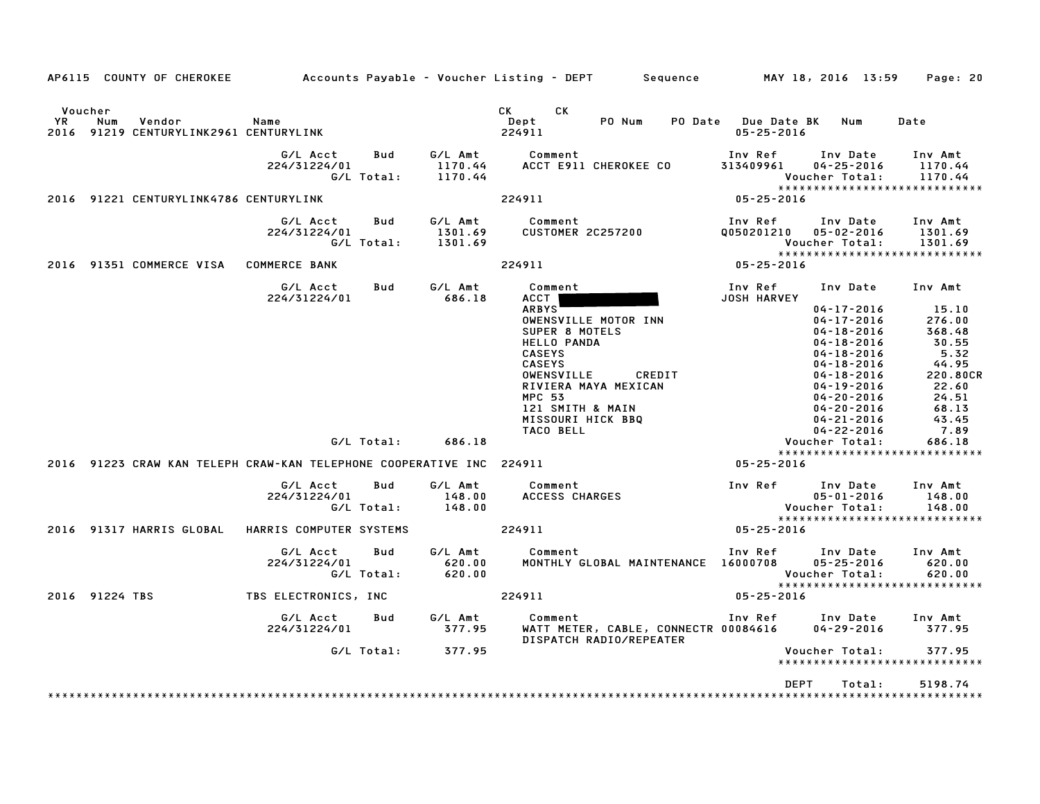AP6115 COUNTY OF CHEROKEE    Accounts Payable - Voucher Listing - DEPT    Sequence    MAY 18, 2016 13:59

| Voucher YR | Num | Vendor | Name | CK Dept | CK | PO Num | PO Date | Due Date BK | Num | Date |
|---|---|---|---|---|---|---|---|---|---|---|
| 2016 | 91219 | CENTURYLINK2961 | CENTURYLINK | 224911 | | | | 05-25-2016 | | |

| G/L Acct | Bud | G/L Amt | Comment | Inv Ref | Inv Date | Inv Amt |
|---|---|---|---|---|---|---|
| 224/31224/01 | | 1170.44 | ACCT E911 CHEROKEE CO | 313409961 | 04-25-2016 | 1170.44 |
| | G/L Total: | 1170.44 | | | Voucher Total: | 1170.44 |

2016 91221 CENTURYLINK4786 CENTURYLINK    224911    05-25-2016

| G/L Acct | Bud | G/L Amt | Comment | Inv Ref | Inv Date | Inv Amt |
|---|---|---|---|---|---|---|
| 224/31224/01 | | 1301.69 | CUSTOMER 2C257200 | Q050201210 | 05-02-2016 | 1301.69 |
| | G/L Total: | 1301.69 | | | Voucher Total: | 1301.69 |

2016 91351 COMMERCE VISA    COMMERCE BANK    224911    05-25-2016

| G/L Acct | Bud | G/L Amt | Comment | Inv Ref | Inv Date | Inv Amt |
|---|---|---|---|---|---|---|
| 224/31224/01 | | 686.18 | ACCT [REDACTED] | JOSH HARVEY | | |
| | | | ARBYS | | 04-17-2016 | 15.10 |
| | | | OWENSVILLE MOTOR INN | | 04-17-2016 | 276.00 |
| | | | SUPER 8 MOTELS | | 04-18-2016 | 368.48 |
| | | | HELLO PANDA | | 04-18-2016 | 30.55 |
| | | | CASEYS | | 04-18-2016 | 5.32 |
| | | | CASEYS | | 04-18-2016 | 44.95 |
| | | | OWENSVILLE CREDIT | | 04-18-2016 | 220.80CR |
| | | | RIVIERA MAYA MEXICAN | | 04-19-2016 | 22.60 |
| | | | MPC 53 | | 04-20-2016 | 24.51 |
| | | | 121 SMITH & MAIN | | 04-20-2016 | 68.13 |
| | | | MISSOURI HICK BBQ | | 04-21-2016 | 43.45 |
| | | | TACO BELL | | 04-22-2016 | 7.89 |
| | G/L Total: | 686.18 | | | Voucher Total: | 686.18 |

2016 91223 CRAW KAN TELEPH CRAW-KAN TELEPHONE COOPERATIVE INC 224911    05-25-2016

| G/L Acct | Bud | G/L Amt | Comment | Inv Ref | Inv Date | Inv Amt |
|---|---|---|---|---|---|---|
| 224/31224/01 | | 148.00 | ACCESS CHARGES | | 05-01-2016 | 148.00 |
| | G/L Total: | 148.00 | | | Voucher Total: | 148.00 |

2016 91317 HARRIS GLOBAL    HARRIS COMPUTER SYSTEMS    224911    05-25-2016

| G/L Acct | Bud | G/L Amt | Comment | Inv Ref | Inv Date | Inv Amt |
|---|---|---|---|---|---|---|
| 224/31224/01 | | 620.00 | MONTHLY GLOBAL MAINTENANCE | 16000708 | 05-25-2016 | 620.00 |
| | G/L Total: | 620.00 | | | Voucher Total: | 620.00 |

2016 91224 TBS    TBS ELECTRONICS, INC    224911    05-25-2016

| G/L Acct | Bud | G/L Amt | Comment | Inv Ref | Inv Date | Inv Amt |
|---|---|---|---|---|---|---|
| 224/31224/01 | | 377.95 | WATT METER, CABLE, CONNECTR DISPATCH RADIO/REPEATER | 00084616 | 04-29-2016 | 377.95 |
| | G/L Total: | 377.95 | | | Voucher Total: | 377.95 |

DEPT Total: 5198.74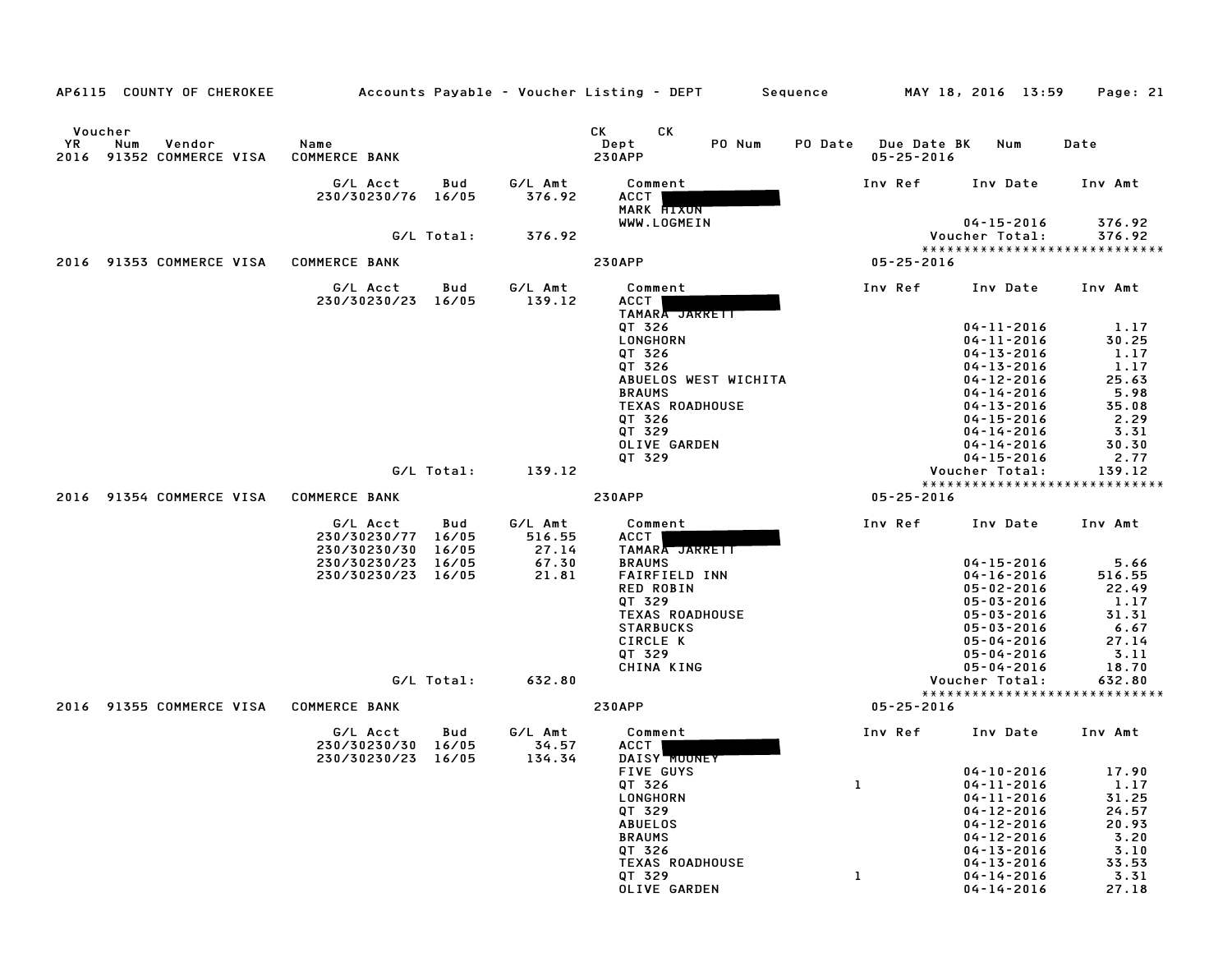AP6115 COUNTY OF CHEROKEE — Accounts Payable - Voucher Listing - DEPT — Sequence — MAY 18, 2016 13:59

| Voucher YR | Num | Vendor | Name | CK Dept | CK PO Num | PO Date | Due Date BK | Num | Date |
|---|---|---|---|---|---|---|---|---|---|
| 2016 | 91352 | COMMERCE VISA | COMMERCE BANK | 230APP | | | 05-25-2016 | | |

| G/L Acct | Bud | G/L Amt | Comment | Inv Ref | Inv Date | Inv Amt |
|---|---|---|---|---|---|---|
| 230/30230/76 | 16/05 | 376.92 | ACCT [REDACTED] | | | |
| | | | MARK HIXON | | | |
| | | | WWW.LOGMEIN | | 04-15-2016 | 376.92 |
| | G/L Total: | 376.92 | | | Voucher Total: | 376.92 |

****************************

| Voucher YR | Num | Vendor | Name | CK Dept | Due Date |
|---|---|---|---|---|---|
| 2016 | 91353 | COMMERCE VISA | COMMERCE BANK | 230APP | 05-25-2016 |

| G/L Acct | Bud | G/L Amt | Comment | Inv Ref | Inv Date | Inv Amt |
|---|---|---|---|---|---|---|
| 230/30230/23 | 16/05 | 139.12 | ACCT [REDACTED] | | | |
| | | | TAMARA JARRETT | | | |
| | | | QT 326 | | 04-11-2016 | 1.17 |
| | | | LONGHORN | | 04-11-2016 | 30.25 |
| | | | QT 326 | | 04-13-2016 | 1.17 |
| | | | QT 326 | | 04-13-2016 | 1.17 |
| | | | ABUELOS WEST WICHITA | | 04-12-2016 | 25.63 |
| | | | BRAUMS | | 04-14-2016 | 5.98 |
| | | | TEXAS ROADHOUSE | | 04-13-2016 | 35.08 |
| | | | QT 326 | | 04-15-2016 | 2.29 |
| | | | QT 329 | | 04-14-2016 | 3.31 |
| | | | OLIVE GARDEN | | 04-14-2016 | 30.30 |
| | | | QT 329 | | 04-15-2016 | 2.77 |
| | G/L Total: | 139.12 | | | Voucher Total: | 139.12 |

****************************

| Voucher YR | Num | Vendor | Name | CK Dept | Due Date |
|---|---|---|---|---|---|
| 2016 | 91354 | COMMERCE VISA | COMMERCE BANK | 230APP | 05-25-2016 |

| G/L Acct | Bud | G/L Amt | Comment | Inv Ref | Inv Date | Inv Amt |
|---|---|---|---|---|---|---|
| 230/30230/77 | 16/05 | 516.55 | ACCT [REDACTED] | | | |
| 230/30230/30 | 16/05 | 27.14 | TAMARA JARRETT | | | |
| 230/30230/23 | 16/05 | 67.30 | BRAUMS | | 04-15-2016 | 5.66 |
| 230/30230/23 | 16/05 | 21.81 | FAIRFIELD INN | | 04-16-2016 | 516.55 |
| | | | RED ROBIN | | 05-02-2016 | 22.49 |
| | | | QT 329 | | 05-03-2016 | 1.17 |
| | | | TEXAS ROADHOUSE | | 05-03-2016 | 31.31 |
| | | | STARBUCKS | | 05-03-2016 | 6.67 |
| | | | CIRCLE K | | 05-04-2016 | 27.14 |
| | | | QT 329 | | 05-04-2016 | 3.11 |
| | | | CHINA KING | | 05-04-2016 | 18.70 |
| | G/L Total: | 632.80 | | | Voucher Total: | 632.80 |

****************************

| Voucher YR | Num | Vendor | Name | CK Dept | Due Date |
|---|---|---|---|---|---|
| 2016 | 91355 | COMMERCE VISA | COMMERCE BANK | 230APP | 05-25-2016 |

| G/L Acct | Bud | G/L Amt | Comment | Inv Ref | Inv Date | Inv Amt |
|---|---|---|---|---|---|---|
| 230/30230/30 | 16/05 | 34.57 | ACCT [REDACTED] | | | |
| 230/30230/23 | 16/05 | 134.34 | DAISY MOONEY | | | |
| | | | FIVE GUYS | | 04-10-2016 | 17.90 |
| | | | QT 326 | 1 | 04-11-2016 | 1.17 |
| | | | LONGHORN | | 04-11-2016 | 31.25 |
| | | | QT 329 | | 04-12-2016 | 24.57 |
| | | | ABUELOS | | 04-12-2016 | 20.93 |
| | | | BRAUMS | | 04-12-2016 | 3.20 |
| | | | QT 326 | | 04-13-2016 | 3.10 |
| | | | TEXAS ROADHOUSE | | 04-13-2016 | 33.53 |
| | | | QT 329 | 1 | 04-14-2016 | 3.31 |
| | | | OLIVE GARDEN | | 04-14-2016 | 27.18 |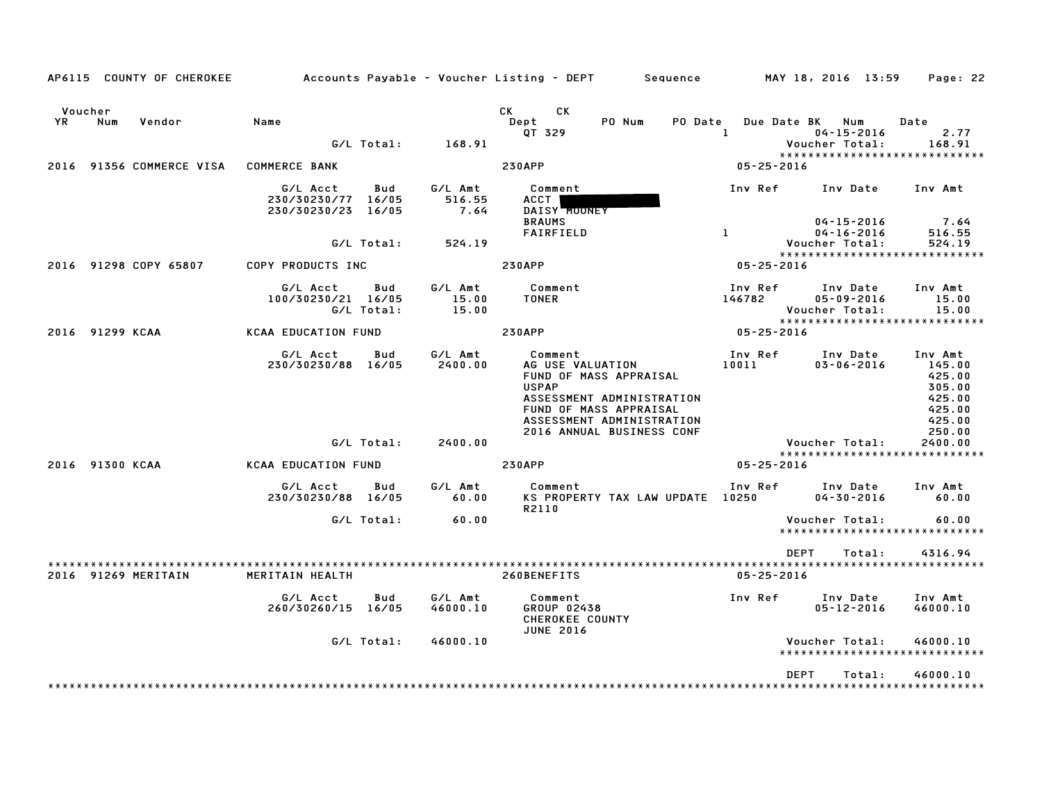AP6115 COUNTY OF CHEROKEE    Accounts Payable - Voucher Listing - DEPT    Sequence    MAY 18, 2016 13:59    Page: 22

| Voucher YR | Num | Vendor | Name | | | CK Dept | CK | PO Num | PO Date | Due Date BK | Num | Date |
|---|---|---|---|---|---|---|---|---|---|---|---|---|
| | | | | | | QT 329 | | | | 1 | 04-15-2016 | 2.77 |
| | | | | G/L Total: | 168.91 | | | | | | Voucher Total: | 168.91 |

******************************

**2016 91356 COMMERCE VISA — COMMERCE BANK — 230APP — 05-25-2016**

| G/L Acct | Bud | G/L Amt | Comment | Inv Ref | Inv Date | Inv Amt |
|---|---|---|---|---|---|---|
| 230/30230/77 | 16/05 | 516.55 | ACCT [REDACTED] | | | |
| 230/30230/23 | 16/05 | 7.64 | DAISY MOONEY | | | |
| | | | BRAUMS | | 04-15-2016 | 7.64 |
| | | | FAIRFIELD | 1 | 04-16-2016 | 516.55 |
| | G/L Total: | 524.19 | | | Voucher Total: | 524.19 |

******************************

**2016 91298 COPY 65807 — COPY PRODUCTS INC — 230APP — 05-25-2016**

| G/L Acct | Bud | G/L Amt | Comment | Inv Ref | Inv Date | Inv Amt |
|---|---|---|---|---|---|---|
| 100/30230/21 | 16/05 | 15.00 | TONER | 146782 | 05-09-2016 | 15.00 |
| | G/L Total: | 15.00 | | | Voucher Total: | 15.00 |

******************************

**2016 91299 KCAA — KCAA EDUCATION FUND — 230APP — 05-25-2016**

| G/L Acct | Bud | G/L Amt | Comment | Inv Ref | Inv Date | Inv Amt |
|---|---|---|---|---|---|---|
| 230/30230/88 | 16/05 | 2400.00 | AG USE VALUATION | 10011 | 03-06-2016 | 145.00 |
| | | | FUND OF MASS APPRAISAL | | | 425.00 |
| | | | USPAP | | | 305.00 |
| | | | ASSESSMENT ADMINISTRATION | | | 425.00 |
| | | | FUND OF MASS APPRAISAL | | | 425.00 |
| | | | ASSESSMENT ADMINISTRATION | | | 425.00 |
| | | | 2016 ANNUAL BUSINESS CONF | | | 250.00 |
| | G/L Total: | 2400.00 | | | Voucher Total: | 2400.00 |

******************************

**2016 91300 KCAA — KCAA EDUCATION FUND — 230APP — 05-25-2016**

| G/L Acct | Bud | G/L Amt | Comment | Inv Ref | Inv Date | Inv Amt |
|---|---|---|---|---|---|---|
| 230/30230/88 | 16/05 | 60.00 | KS PROPERTY TAX LAW UPDATE | 10250 | 04-30-2016 | 60.00 |
| | | | R2110 | | | |
| | G/L Total: | 60.00 | | | Voucher Total: | 60.00 |

******************************

DEPT Total: 4316.94

******************************

**2016 91269 MERITAIN — MERITAIN HEALTH — 260BENEFITS — 05-25-2016**

| G/L Acct | Bud | G/L Amt | Comment | Inv Ref | Inv Date | Inv Amt |
|---|---|---|---|---|---|---|
| 260/30260/15 | 16/05 | 46000.10 | GROUP 02438 | | 05-12-2016 | 46000.10 |
| | | | CHEROKEE COUNTY | | | |
| | | | JUNE 2016 | | | |
| | G/L Total: | 46000.10 | | | Voucher Total: | 46000.10 |

******************************

DEPT Total: 46000.10

******************************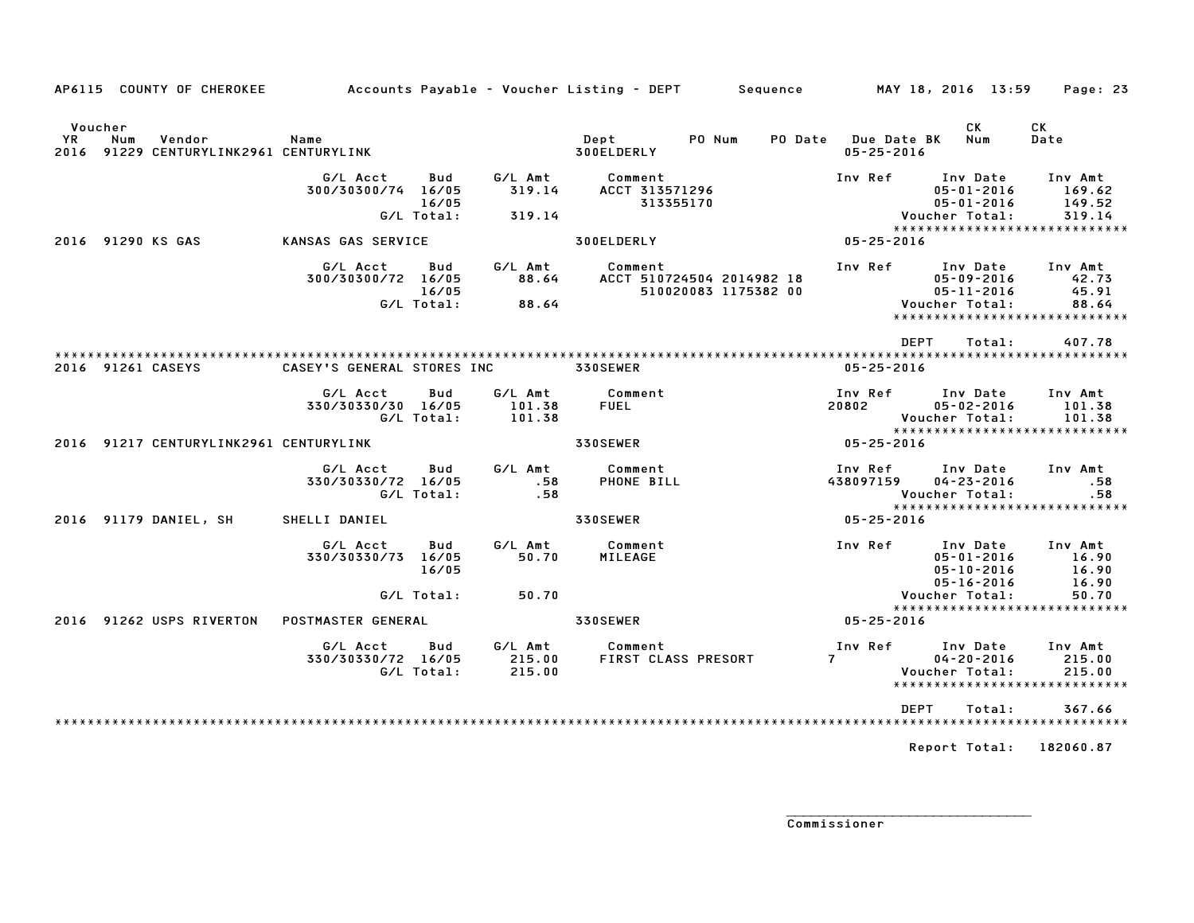AP6115 COUNTY OF CHEROKEE Accounts Payable - Voucher Listing - DEPT Sequence MAY 18, 2016 13:59

| Voucher YR | Num | Vendor | Name | Dept | PO Num | PO Date | Due Date BK | CK Num | CK Date |
|---|---|---|---|---|---|---|---|---|---|
| 2016 | 91229 | CENTURYLINK2961 | CENTURYLINK | 300ELDERLY | | | 05-25-2016 | | |

| G/L Acct | Bud | G/L Amt | Comment | Inv Ref | Inv Date | Inv Amt |
|---|---|---|---|---|---|---|
| 300/30300/74 | 16/05 | 319.14 | ACCT 313571296 | | 05-01-2016 | 169.62 |
| | 16/05 | | 313355170 | | 05-01-2016 | 149.52 |
| | G/L Total: | 319.14 | | | Voucher Total: | 319.14 |

| Voucher YR | Num | Vendor | Name | Dept | Due Date |
|---|---|---|---|---|---|
| 2016 | 91290 | KS GAS | KANSAS GAS SERVICE | 300ELDERLY | 05-25-2016 |

| G/L Acct | Bud | G/L Amt | Comment | Inv Ref | Inv Date | Inv Amt |
|---|---|---|---|---|---|---|
| 300/30300/72 | 16/05 | 88.64 | ACCT 510724504 2014982 18 | | 05-09-2016 | 42.73 |
| | 16/05 | | 510020083 1175382 00 | | 05-11-2016 | 45.91 |
| | G/L Total: | 88.64 | | | Voucher Total: | 88.64 |

DEPT Total: 407.78

| Voucher YR | Num | Vendor | Name | Dept | Due Date |
|---|---|---|---|---|---|
| 2016 | 91261 | CASEYS | CASEY'S GENERAL STORES INC | 330SEWER | 05-25-2016 |

| G/L Acct | Bud | G/L Amt | Comment | Inv Ref | Inv Date | Inv Amt |
|---|---|---|---|---|---|---|
| 330/30330/30 | 16/05 | 101.38 | FUEL | 20802 | 05-02-2016 | 101.38 |
| | G/L Total: | 101.38 | | | Voucher Total: | 101.38 |

| Voucher YR | Num | Vendor | Name | Dept | Due Date |
|---|---|---|---|---|---|
| 2016 | 91217 | CENTURYLINK2961 | CENTURYLINK | 330SEWER | 05-25-2016 |

| G/L Acct | Bud | G/L Amt | Comment | Inv Ref | Inv Date | Inv Amt |
|---|---|---|---|---|---|---|
| 330/30330/72 | 16/05 | .58 | PHONE BILL | 438097159 | 04-23-2016 | .58 |
| | G/L Total: | .58 | | | Voucher Total: | .58 |

| Voucher YR | Num | Vendor | Name | Dept | Due Date |
|---|---|---|---|---|---|
| 2016 | 91179 | DANIEL, SH | SHELLI DANIEL | 330SEWER | 05-25-2016 |

| G/L Acct | Bud | G/L Amt | Comment | Inv Ref | Inv Date | Inv Amt |
|---|---|---|---|---|---|---|
| 330/30330/73 | 16/05 | 50.70 | MILEAGE | | 05-01-2016 | 16.90 |
| | 16/05 | | | | 05-10-2016 | 16.90 |
| | | | | | 05-16-2016 | 16.90 |
| | G/L Total: | 50.70 | | | Voucher Total: | 50.70 |

| Voucher YR | Num | Vendor | Name | Dept | Due Date |
|---|---|---|---|---|---|
| 2016 | 91262 | USPS RIVERTON | POSTMASTER GENERAL | 330SEWER | 05-25-2016 |

| G/L Acct | Bud | G/L Amt | Comment | Inv Ref | Inv Date | Inv Amt |
|---|---|---|---|---|---|---|
| 330/30330/72 | 16/05 | 215.00 | FIRST CLASS PRESORT | 7 | 04-20-2016 | 215.00 |
| | G/L Total: | 215.00 | | | Voucher Total: | 215.00 |

DEPT Total: 367.66

Report Total: 182060.87

Commissioner